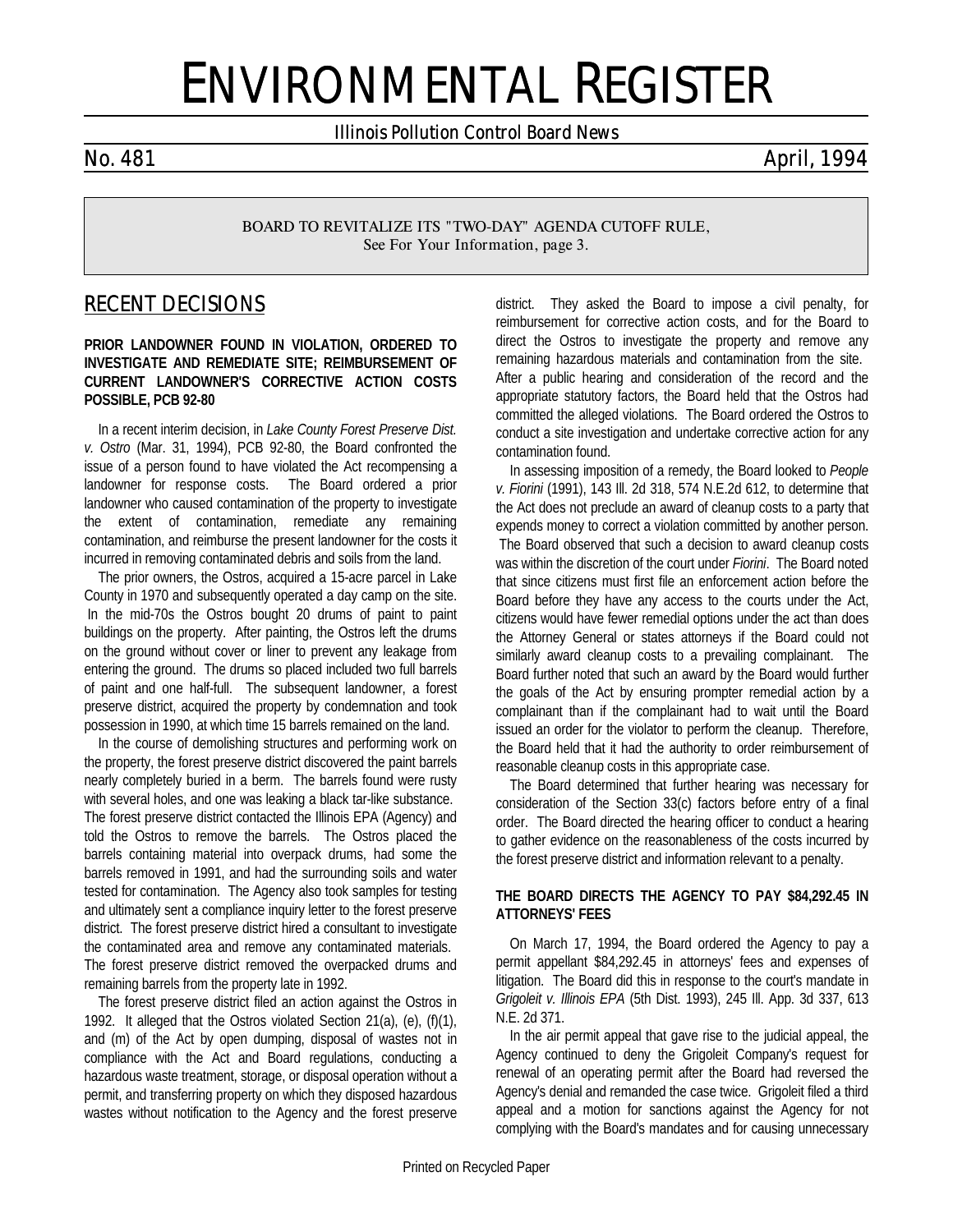# ENVIRONMENTAL REGISTER

Illinois Pollution Control Board News

No. 481 April, 1994

BOARD TO REVITALIZE ITS "TWO-DAY" AGENDA CUTOFF RULE,
See For Your Information, page 3.

## RECENT DECISIONS

### PRIOR LANDOWNER FOUND IN VIOLATION, ORDERED TO INVESTIGATE AND REMEDIATE SITE; REIMBURSEMENT OF CURRENT LANDOWNER'S CORRECTIVE ACTION COSTS POSSIBLE, PCB 92-80

In a recent interim decision, in *Lake County Forest Preserve Dist. v. Ostro* (Mar. 31, 1994), PCB 92-80, the Board confronted the issue of a person found to have violated the Act recompensing a landowner for response costs. The Board ordered a prior landowner who caused contamination of the property to investigate the extent of contamination, remediate any remaining contamination, and reimburse the present landowner for the costs it incurred in removing contaminated debris and soils from the land.

The prior owners, the Ostros, acquired a 15-acre parcel in Lake County in 1970 and subsequently operated a day camp on the site. In the mid-70s the Ostros bought 20 drums of paint to paint buildings on the property. After painting, the Ostros left the drums on the ground without cover or liner to prevent any leakage from entering the ground. The drums so placed included two full barrels of paint and one half-full. The subsequent landowner, a forest preserve district, acquired the property by condemnation and took possession in 1990, at which time 15 barrels remained on the land.

In the course of demolishing structures and performing work on the property, the forest preserve district discovered the paint barrels nearly completely buried in a berm. The barrels found were rusty with several holes, and one was leaking a black tar-like substance. The forest preserve district contacted the Illinois EPA (Agency) and told the Ostros to remove the barrels. The Ostros placed the barrels containing material into overpack drums, had some the barrels removed in 1991, and had the surrounding soils and water tested for contamination. The Agency also took samples for testing and ultimately sent a compliance inquiry letter to the forest preserve district. The forest preserve district hired a consultant to investigate the contaminated area and remove any contaminated materials. The forest preserve district removed the overpacked drums and remaining barrels from the property late in 1992.

The forest preserve district filed an action against the Ostros in 1992. It alleged that the Ostros violated Section 21(a), (e), (f)(1), and (m) of the Act by open dumping, disposal of wastes not in compliance with the Act and Board regulations, conducting a hazardous waste treatment, storage, or disposal operation without a permit, and transferring property on which they disposed hazardous wastes without notification to the Agency and the forest preserve district. They asked the Board to impose a civil penalty, for reimbursement for corrective action costs, and for the Board to direct the Ostros to investigate the property and remove any remaining hazardous materials and contamination from the site.

After a public hearing and consideration of the record and the appropriate statutory factors, the Board held that the Ostros had committed the alleged violations. The Board ordered the Ostros to conduct a site investigation and undertake corrective action for any contamination found.

In assessing imposition of a remedy, the Board looked to *People v. Fiorini* (1991), 143 Ill. 2d 318, 574 N.E.2d 612, to determine that the Act does not preclude an award of cleanup costs to a party that expends money to correct a violation committed by another person. The Board observed that such a decision to award cleanup costs was within the discretion of the court under *Fiorini*. The Board noted that since citizens must first file an enforcement action before the Board before they have any access to the courts under the Act, citizens would have fewer remedial options under the act than does the Attorney General or states attorneys if the Board could not similarly award cleanup costs to a prevailing complainant. The Board further noted that such an award by the Board would further the goals of the Act by ensuring prompter remedial action by a complainant than if the complainant had to wait until the Board issued an order for the violator to perform the cleanup. Therefore, the Board held that it had the authority to order reimbursement of reasonable cleanup costs in this appropriate case.

The Board determined that further hearing was necessary for consideration of the Section 33(c) factors before entry of a final order. The Board directed the hearing officer to conduct a hearing to gather evidence on the reasonableness of the costs incurred by the forest preserve district and information relevant to a penalty.

### THE BOARD DIRECTS THE AGENCY TO PAY $84,292.45 IN ATTORNEYS' FEES

On March 17, 1994, the Board ordered the Agency to pay a permit appellant $84,292.45 in attorneys' fees and expenses of litigation. The Board did this in response to the court's mandate in *Grigoleit v. Illinois EPA* (5th Dist. 1993), 245 Ill. App. 3d 337, 613 N.E. 2d 371.

In the air permit appeal that gave rise to the judicial appeal, the Agency continued to deny the Grigoleit Company's request for renewal of an operating permit after the Board had reversed the Agency's denial and remanded the case twice. Grigoleit filed a third appeal and a motion for sanctions against the Agency for not complying with the Board's mandates and for causing unnecessary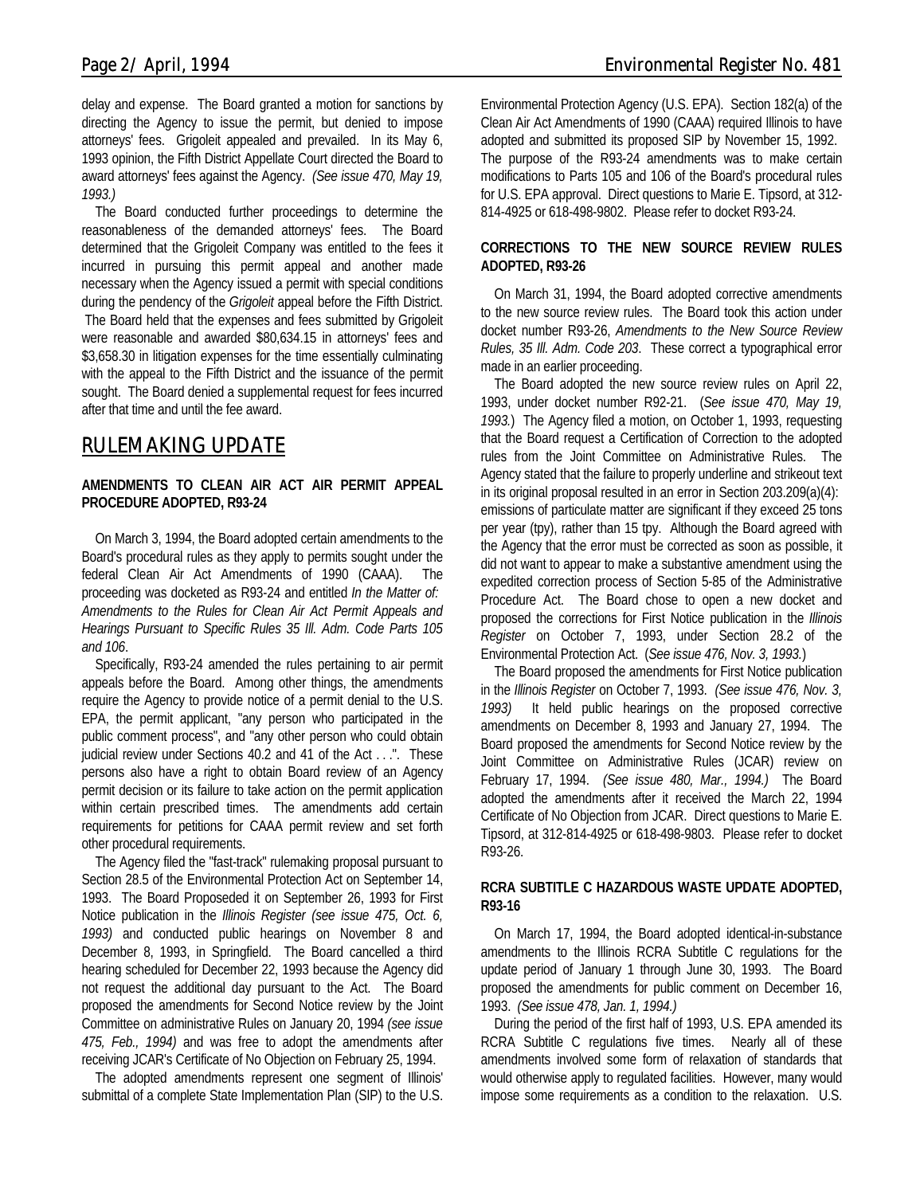delay and expense. The Board granted a motion for sanctions by directing the Agency to issue the permit, but denied to impose attorneys' fees. Grigoleit appealed and prevailed. In its May 6, 1993 opinion, the Fifth District Appellate Court directed the Board to award attorneys' fees against the Agency. *(See issue 470, May 19, 1993.)*

The Board conducted further proceedings to determine the reasonableness of the demanded attorneys' fees. The Board determined that the Grigoleit Company was entitled to the fees it incurred in pursuing this permit appeal and another made necessary when the Agency issued a permit with special conditions during the pendency of the *Grigoleit* appeal before the Fifth District. The Board held that the expenses and fees submitted by Grigoleit were reasonable and awarded \$80,634.15 in attorneys' fees and \$3,658.30 in litigation expenses for the time essentially culminating with the appeal to the Fifth District and the issuance of the permit sought. The Board denied a supplemental request for fees incurred after that time and until the fee award.

## RULEMAKING UPDATE

### AMENDMENTS TO CLEAN AIR ACT AIR PERMIT APPEAL PROCEDURE ADOPTED, R93-24

On March 3, 1994, the Board adopted certain amendments to the Board's procedural rules as they apply to permits sought under the federal Clean Air Act Amendments of 1990 (CAAA). The proceeding was docketed as R93-24 and entitled *In the Matter of: Amendments to the Rules for Clean Air Act Permit Appeals and Hearings Pursuant to Specific Rules 35 Ill. Adm. Code Parts 105 and 106*.

Specifically, R93-24 amended the rules pertaining to air permit appeals before the Board. Among other things, the amendments require the Agency to provide notice of a permit denial to the U.S. EPA, the permit applicant, "any person who participated in the public comment process", and "any other person who could obtain judicial review under Sections 40.2 and 41 of the Act . . .". These persons also have a right to obtain Board review of an Agency permit decision or its failure to take action on the permit application within certain prescribed times. The amendments add certain requirements for petitions for CAAA permit review and set forth other procedural requirements.

The Agency filed the "fast-track" rulemaking proposal pursuant to Section 28.5 of the Environmental Protection Act on September 14, 1993. The Board Proposeded it on September 26, 1993 for First Notice publication in the *Illinois Register (see issue 475, Oct. 6, 1993)* and conducted public hearings on November 8 and December 8, 1993, in Springfield. The Board cancelled a third hearing scheduled for December 22, 1993 because the Agency did not request the additional day pursuant to the Act. The Board proposed the amendments for Second Notice review by the Joint Committee on administrative Rules on January 20, 1994 *(see issue 475, Feb., 1994)* and was free to adopt the amendments after receiving JCAR's Certificate of No Objection on February 25, 1994.

The adopted amendments represent one segment of Illinois' submittal of a complete State Implementation Plan (SIP) to the U.S. Environmental Protection Agency (U.S. EPA). Section 182(a) of the Clean Air Act Amendments of 1990 (CAAA) required Illinois to have adopted and submitted its proposed SIP by November 15, 1992. The purpose of the R93-24 amendments was to make certain modifications to Parts 105 and 106 of the Board's procedural rules for U.S. EPA approval. Direct questions to Marie E. Tipsord, at 312-814-4925 or 618-498-9802. Please refer to docket R93-24.

### CORRECTIONS TO THE NEW SOURCE REVIEW RULES ADOPTED, R93-26

On March 31, 1994, the Board adopted corrective amendments to the new source review rules. The Board took this action under docket number R93-26, *Amendments to the New Source Review Rules, 35 Ill. Adm. Code 203*. These correct a typographical error made in an earlier proceeding.

The Board adopted the new source review rules on April 22, 1993, under docket number R92-21. (*See issue 470, May 19, 1993.*) The Agency filed a motion, on October 1, 1993, requesting that the Board request a Certification of Correction to the adopted rules from the Joint Committee on Administrative Rules. The Agency stated that the failure to properly underline and strikeout text in its original proposal resulted in an error in Section 203.209(a)(4): emissions of particulate matter are significant if they exceed 25 tons per year (tpy), rather than 15 tpy. Although the Board agreed with the Agency that the error must be corrected as soon as possible, it did not want to appear to make a substantive amendment using the expedited correction process of Section 5-85 of the Administrative Procedure Act. The Board chose to open a new docket and proposed the corrections for First Notice publication in the *Illinois Register* on October 7, 1993, under Section 28.2 of the Environmental Protection Act. (*See issue 476, Nov. 3, 1993.*)

The Board proposed the amendments for First Notice publication in the *Illinois Register* on October 7, 1993. *(See issue 476, Nov. 3, 1993)* It held public hearings on the proposed corrective amendments on December 8, 1993 and January 27, 1994. The Board proposed the amendments for Second Notice review by the Joint Committee on Administrative Rules (JCAR) review on February 17, 1994. *(See issue 480, Mar., 1994.)* The Board adopted the amendments after it received the March 22, 1994 Certificate of No Objection from JCAR. Direct questions to Marie E. Tipsord, at 312-814-4925 or 618-498-9803. Please refer to docket R93-26.

### RCRA SUBTITLE C HAZARDOUS WASTE UPDATE ADOPTED, R93-16

On March 17, 1994, the Board adopted identical-in-substance amendments to the Illinois RCRA Subtitle C regulations for the update period of January 1 through June 30, 1993. The Board proposed the amendments for public comment on December 16, 1993. *(See issue 478, Jan. 1, 1994.)*

During the period of the first half of 1993, U.S. EPA amended its RCRA Subtitle C regulations five times. Nearly all of these amendments involved some form of relaxation of standards that would otherwise apply to regulated facilities. However, many would impose some requirements as a condition to the relaxation. U.S.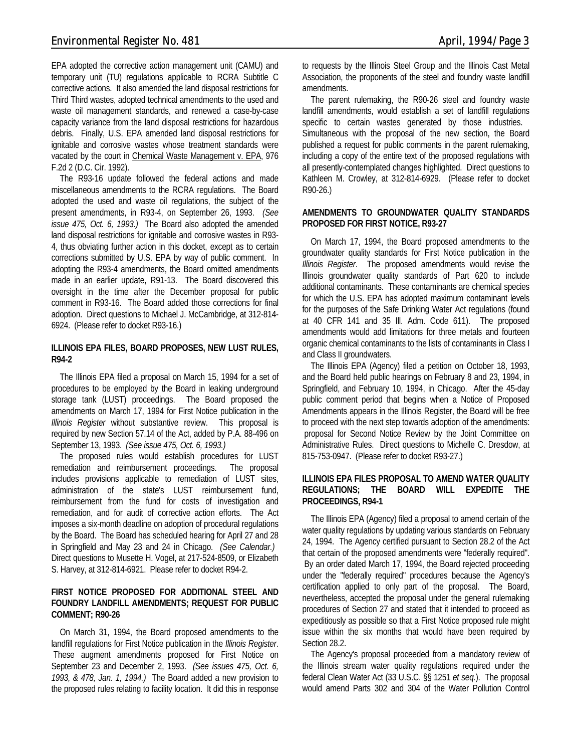EPA adopted the corrective action management unit (CAMU) and temporary unit (TU) regulations applicable to RCRA Subtitle C corrective actions. It also amended the land disposal restrictions for Third Third wastes, adopted technical amendments to the used and waste oil management standards, and renewed a case-by-case capacity variance from the land disposal restrictions for hazardous debris. Finally, U.S. EPA amended land disposal restrictions for ignitable and corrosive wastes whose treatment standards were vacated by the court in Chemical Waste Management v. EPA, 976 F.2d 2 (D.C. Cir. 1992).

The R93-16 update followed the federal actions and made miscellaneous amendments to the RCRA regulations. The Board adopted the used and waste oil regulations, the subject of the present amendments, in R93-4, on September 26, 1993. *(See issue 475, Oct. 6, 1993.)* The Board also adopted the amended land disposal restrictions for ignitable and corrosive wastes in R93-4, thus obviating further action in this docket, except as to certain corrections submitted by U.S. EPA by way of public comment. In adopting the R93-4 amendments, the Board omitted amendments made in an earlier update, R91-13. The Board discovered this oversight in the time after the December proposal for public comment in R93-16. The Board added those corrections for final adoption. Direct questions to Michael J. McCambridge, at 312-814-6924. (Please refer to docket R93-16.)

**ILLINOIS EPA FILES, BOARD PROPOSES, NEW LUST RULES, R94-2**

The Illinois EPA filed a proposal on March 15, 1994 for a set of procedures to be employed by the Board in leaking underground storage tank (LUST) proceedings. The Board proposed the amendments on March 17, 1994 for First Notice publication in the *Illinois Register* without substantive review. This proposal is required by new Section 57.14 of the Act, added by P.A. 88-496 on September 13, 1993. *(See issue 475, Oct. 6, 1993.)*

The proposed rules would establish procedures for LUST remediation and reimbursement proceedings. The proposal includes provisions applicable to remediation of LUST sites, administration of the state's LUST reimbursement fund, reimbursement from the fund for costs of investigation and remediation, and for audit of corrective action efforts. The Act imposes a six-month deadline on adoption of procedural regulations by the Board. The Board has scheduled hearing for April 27 and 28 in Springfield and May 23 and 24 in Chicago. *(See Calendar.)* Direct questions to Musette H. Vogel, at 217-524-8509, or Elizabeth S. Harvey, at 312-814-6921. Please refer to docket R94-2.

**FIRST NOTICE PROPOSED FOR ADDITIONAL STEEL AND FOUNDRY LANDFILL AMENDMENTS; REQUEST FOR PUBLIC COMMENT; R90-26**

On March 31, 1994, the Board proposed amendments to the landfill regulations for First Notice publication in the *Illinois Register*. These augment amendments proposed for First Notice on September 23 and December 2, 1993. *(See issues 475, Oct. 6, 1993, & 478, Jan. 1, 1994.)* The Board added a new provision to the proposed rules relating to facility location. It did this in response to requests by the Illinois Steel Group and the Illinois Cast Metal Association, the proponents of the steel and foundry waste landfill amendments.

The parent rulemaking, the R90-26 steel and foundry waste landfill amendments, would establish a set of landfill regulations specific to certain wastes generated by those industries. Simultaneous with the proposal of the new section, the Board published a request for public comments in the parent rulemaking, including a copy of the entire text of the proposed regulations with all presently-contemplated changes highlighted. Direct questions to Kathleen M. Crowley, at 312-814-6929. (Please refer to docket R90-26.)

**AMENDMENTS TO GROUNDWATER QUALITY STANDARDS PROPOSED FOR FIRST NOTICE, R93-27**

On March 17, 1994, the Board proposed amendments to the groundwater quality standards for First Notice publication in the *Illinois Register*. The proposed amendments would revise the Illinois groundwater quality standards of Part 620 to include additional contaminants. These contaminants are chemical species for which the U.S. EPA has adopted maximum contaminant levels for the purposes of the Safe Drinking Water Act regulations (found at 40 CFR 141 and 35 Ill. Adm. Code 611). The proposed amendments would add limitations for three metals and fourteen organic chemical contaminants to the lists of contaminants in Class I and Class II groundwaters.

The Illinois EPA (Agency) filed a petition on October 18, 1993, and the Board held public hearings on February 8 and 23, 1994, in Springfield, and February 10, 1994, in Chicago. After the 45-day public comment period that begins when a Notice of Proposed Amendments appears in the Illinois Register, the Board will be free to proceed with the next step towards adoption of the amendments: proposal for Second Notice Review by the Joint Committee on Administrative Rules. Direct questions to Michelle C. Dresdow, at 815-753-0947. (Please refer to docket R93-27.)

**ILLINOIS EPA FILES PROPOSAL TO AMEND WATER QUALITY REGULATIONS; THE BOARD WILL EXPEDITE THE PROCEEDINGS, R94-1**

The Illinois EPA (Agency) filed a proposal to amend certain of the water quality regulations by updating various standards on February 24, 1994. The Agency certified pursuant to Section 28.2 of the Act that certain of the proposed amendments were "federally required". By an order dated March 17, 1994, the Board rejected proceeding under the "federally required" procedures because the Agency's certification applied to only part of the proposal. The Board, nevertheless, accepted the proposal under the general rulemaking procedures of Section 27 and stated that it intended to proceed as expeditiously as possible so that a First Notice proposed rule might issue within the six months that would have been required by Section 28.2.

The Agency's proposal proceeded from a mandatory review of the Illinois stream water quality regulations required under the federal Clean Water Act (33 U.S.C. §§ 1251 *et seq.*). The proposal would amend Parts 302 and 304 of the Water Pollution Control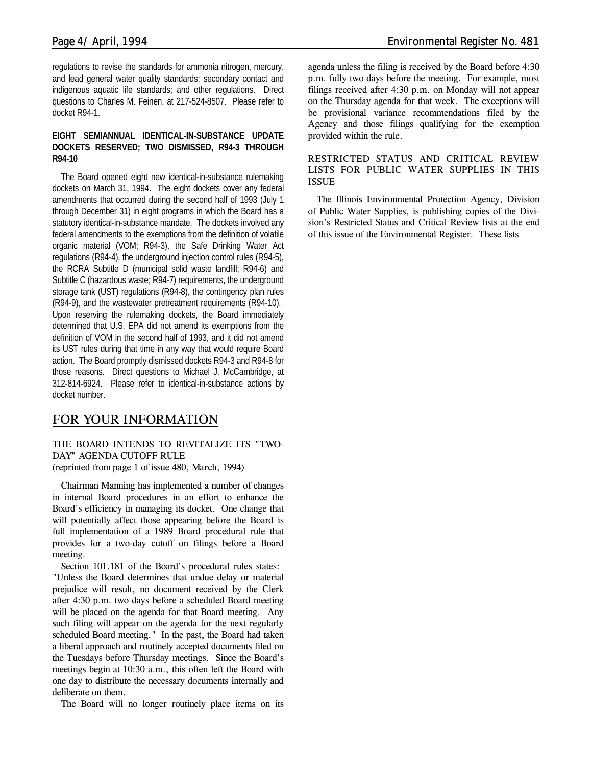regulations to revise the standards for ammonia nitrogen, mercury, and lead general water quality standards; secondary contact and indigenous aquatic life standards; and other regulations. Direct questions to Charles M. Feinen, at 217-524-8507. Please refer to docket R94-1.

**EIGHT SEMIANNUAL IDENTICAL-IN-SUBSTANCE UPDATE DOCKETS RESERVED; TWO DISMISSED, R94-3 THROUGH R94-10**

The Board opened eight new identical-in-substance rulemaking dockets on March 31, 1994. The eight dockets cover any federal amendments that occurred during the second half of 1993 (July 1 through December 31) in eight programs in which the Board has a statutory identical-in-substance mandate. The dockets involved any federal amendments to the exemptions from the definition of volatile organic material (VOM; R94-3), the Safe Drinking Water Act regulations (R94-4), the underground injection control rules (R94-5), the RCRA Subtitle D (municipal solid waste landfill; R94-6) and Subtitle C (hazardous waste; R94-7) requirements, the underground storage tank (UST) regulations (R94-8), the contingency plan rules (R94-9), and the wastewater pretreatment requirements (R94-10). Upon reserving the rulemaking dockets, the Board immediately determined that U.S. EPA did not amend its exemptions from the definition of VOM in the second half of 1993, and it did not amend its UST rules during that time in any way that would require Board action. The Board promptly dismissed dockets R94-3 and R94-8 for those reasons. Direct questions to Michael J. McCambridge, at 312-814-6924. Please refer to identical-in-substance actions by docket number.

# FOR YOUR INFORMATION

THE BOARD INTENDS TO REVITALIZE ITS "TWO-DAY" AGENDA CUTOFF RULE
(reprinted from page 1 of issue 480, March, 1994)

Chairman Manning has implemented a number of changes in internal Board procedures in an effort to enhance the Board's efficiency in managing its docket. One change that will potentially affect those appearing before the Board is full implementation of a 1989 Board procedural rule that provides for a two-day cutoff on filings before a Board meeting.

Section 101.181 of the Board's procedural rules states: "Unless the Board determines that undue delay or material prejudice will result, no document received by the Clerk after 4:30 p.m. two days before a scheduled Board meeting will be placed on the agenda for that Board meeting. Any such filing will appear on the agenda for the next regularly scheduled Board meeting." In the past, the Board had taken a liberal approach and routinely accepted documents filed on the Tuesdays before Thursday meetings. Since the Board's meetings begin at 10:30 a.m., this often left the Board with one day to distribute the necessary documents internally and deliberate on them.

The Board will no longer routinely place items on its agenda unless the filing is received by the Board before 4:30 p.m. fully two days before the meeting. For example, most filings received after 4:30 p.m. on Monday will not appear on the Thursday agenda for that week. The exceptions will be provisional variance recommendations filed by the Agency and those filings qualifying for the exemption provided within the rule.

RESTRICTED STATUS AND CRITICAL REVIEW LISTS FOR PUBLIC WATER SUPPLIES IN THIS ISSUE

The Illinois Environmental Protection Agency, Division of Public Water Supplies, is publishing copies of the Division's Restricted Status and Critical Review lists at the end of this issue of the Environmental Register. These lists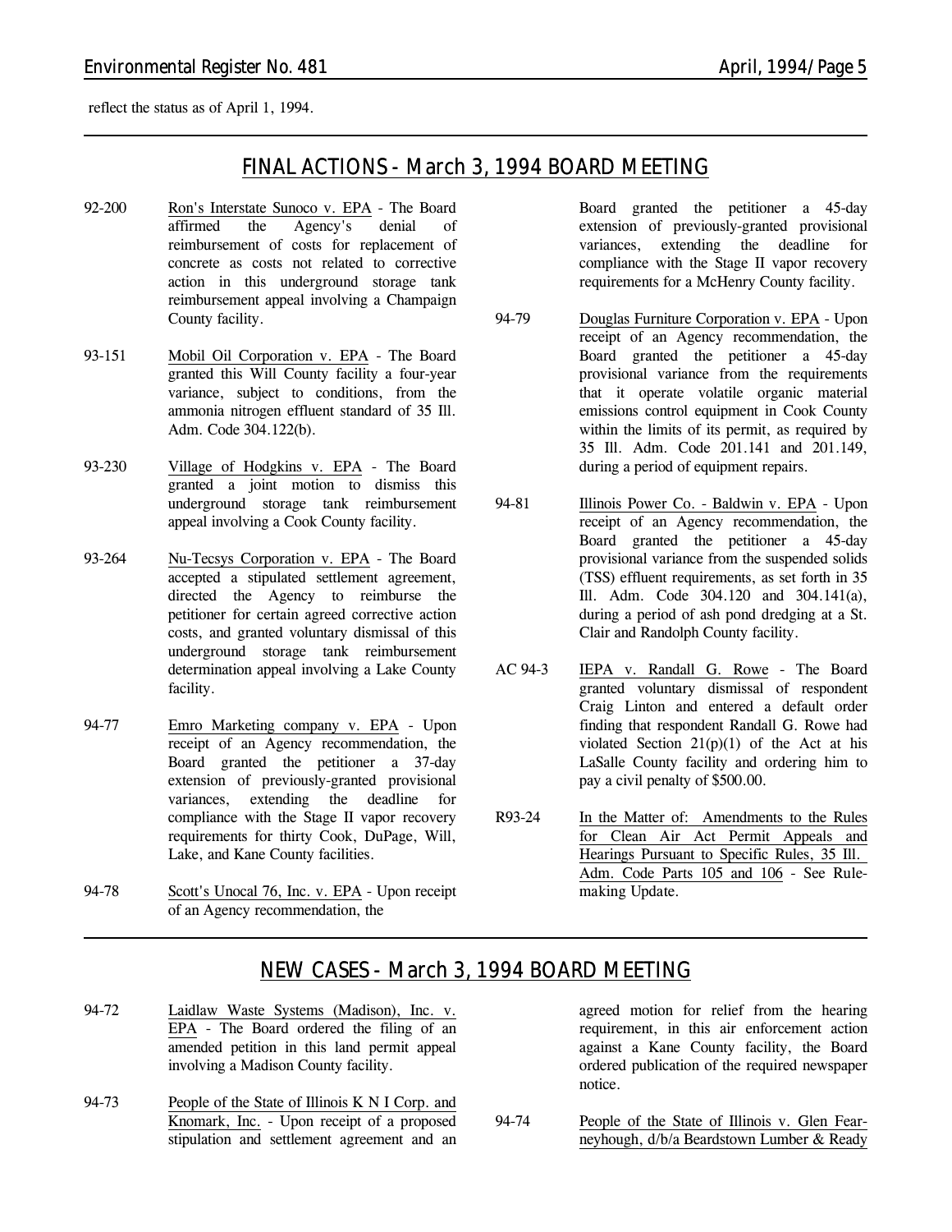reflect the status as of April 1, 1994.

## FINAL ACTIONS - March 3, 1994 BOARD MEETING

92-200 Ron's Interstate Sunoco v. EPA - The Board affirmed the Agency's denial of reimbursement of costs for replacement of concrete as costs not related to corrective action in this underground storage tank reimbursement appeal involving a Champaign County facility.

93-151 Mobil Oil Corporation v. EPA - The Board granted this Will County facility a four-year variance, subject to conditions, from the ammonia nitrogen effluent standard of 35 Ill. Adm. Code 304.122(b).

93-230 Village of Hodgkins v. EPA - The Board granted a joint motion to dismiss this underground storage tank reimbursement appeal involving a Cook County facility.

93-264 Nu-Tecsys Corporation v. EPA - The Board accepted a stipulated settlement agreement, directed the Agency to reimburse the petitioner for certain agreed corrective action costs, and granted voluntary dismissal of this underground storage tank reimbursement determination appeal involving a Lake County facility.

94-77 Emro Marketing company v. EPA - Upon receipt of an Agency recommendation, the Board granted the petitioner a 37-day extension of previously-granted provisional variances, extending the deadline for compliance with the Stage II vapor recovery requirements for thirty Cook, DuPage, Will, Lake, and Kane County facilities.

94-78 Scott's Unocal 76, Inc. v. EPA - Upon receipt of an Agency recommendation, the Board granted the petitioner a 45-day extension of previously-granted provisional variances, extending the deadline for compliance with the Stage II vapor recovery requirements for a McHenry County facility.

94-79 Douglas Furniture Corporation v. EPA - Upon receipt of an Agency recommendation, the Board granted the petitioner a 45-day provisional variance from the requirements that it operate volatile organic material emissions control equipment in Cook County within the limits of its permit, as required by 35 Ill. Adm. Code 201.141 and 201.149, during a period of equipment repairs.

94-81 Illinois Power Co. - Baldwin v. EPA - Upon receipt of an Agency recommendation, the Board granted the petitioner a 45-day provisional variance from the suspended solids (TSS) effluent requirements, as set forth in 35 Ill. Adm. Code 304.120 and 304.141(a), during a period of ash pond dredging at a St. Clair and Randolph County facility.

AC 94-3 IEPA v. Randall G. Rowe - The Board granted voluntary dismissal of respondent Craig Linton and entered a default order finding that respondent Randall G. Rowe had violated Section 21(p)(1) of the Act at his LaSalle County facility and ordering him to pay a civil penalty of $500.00.

R93-24 In the Matter of: Amendments to the Rules for Clean Air Act Permit Appeals and Hearings Pursuant to Specific Rules, 35 Ill. Adm. Code Parts 105 and 106 - See Rule-making Update.

## NEW CASES - March 3, 1994 BOARD MEETING

94-72 Laidlaw Waste Systems (Madison), Inc. v. EPA - The Board ordered the filing of an amended petition in this land permit appeal involving a Madison County facility.

94-73 People of the State of Illinois K N I Corp. and Knomark, Inc. - Upon receipt of a proposed stipulation and settlement agreement and an agreed motion for relief from the hearing requirement, in this air enforcement action against a Kane County facility, the Board ordered publication of the required newspaper notice.

94-74 People of the State of Illinois v. Glen Fearneyhough, d/b/a Beardstown Lumber & Ready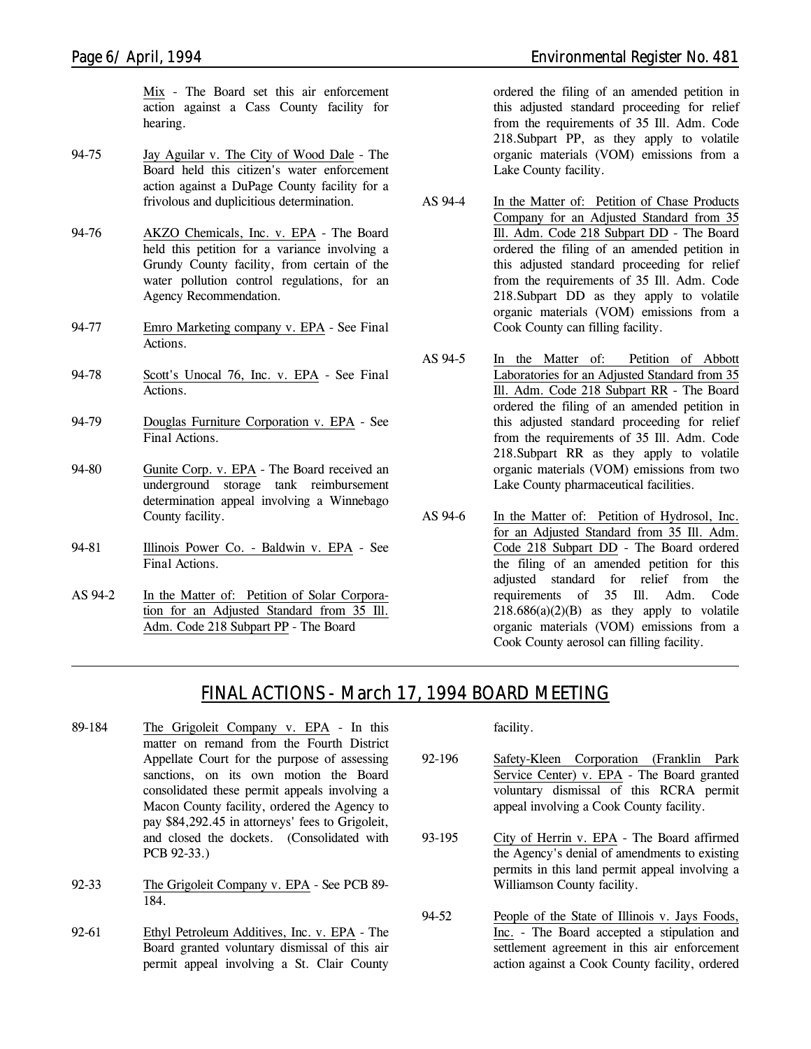Mix - The Board set this air enforcement action against a Cass County facility for hearing.

94-75 Jay Aguilar v. The City of Wood Dale - The Board held this citizen's water enforcement action against a DuPage County facility for a frivolous and duplicitious determination.

94-76 AKZO Chemicals, Inc. v. EPA - The Board held this petition for a variance involving a Grundy County facility, from certain of the water pollution control regulations, for an Agency Recommendation.

94-77 Emro Marketing company v. EPA - See Final Actions.

94-78 Scott's Unocal 76, Inc. v. EPA - See Final Actions.

94-79 Douglas Furniture Corporation v. EPA - See Final Actions.

94-80 Gunite Corp. v. EPA - The Board received an underground storage tank reimbursement determination appeal involving a Winnebago County facility.

94-81 Illinois Power Co. - Baldwin v. EPA - See Final Actions.

AS 94-2 In the Matter of: Petition of Solar Corporation for an Adjusted Standard from 35 Ill. Adm. Code 218 Subpart PP - The Board ordered the filing of an amended petition in this adjusted standard proceeding for relief from the requirements of 35 Ill. Adm. Code 218.Subpart PP, as they apply to volatile organic materials (VOM) emissions from a Lake County facility.

AS 94-4 In the Matter of: Petition of Chase Products Company for an Adjusted Standard from 35 Ill. Adm. Code 218 Subpart DD - The Board ordered the filing of an amended petition in this adjusted standard proceeding for relief from the requirements of 35 Ill. Adm. Code 218.Subpart DD as they apply to volatile organic materials (VOM) emissions from a Cook County can filling facility.

AS 94-5 In the Matter of: Petition of Abbott Laboratories for an Adjusted Standard from 35 Ill. Adm. Code 218 Subpart RR - The Board ordered the filing of an amended petition in this adjusted standard proceeding for relief from the requirements of 35 Ill. Adm. Code 218.Subpart RR as they apply to volatile organic materials (VOM) emissions from two Lake County pharmaceutical facilities.

AS 94-6 In the Matter of: Petition of Hydrosol, Inc. for an Adjusted Standard from 35 Ill. Adm. Code 218 Subpart DD - The Board ordered the filing of an amended petition for this adjusted standard for relief from the requirements of 35 Ill. Adm. Code 218.686(a)(2)(B) as they apply to volatile organic materials (VOM) emissions from a Cook County aerosol can filling facility.

## FINAL ACTIONS - March 17, 1994 BOARD MEETING

89-184 The Grigoleit Company v. EPA - In this matter on remand from the Fourth District Appellate Court for the purpose of assessing sanctions, on its own motion the Board consolidated these permit appeals involving a Macon County facility, ordered the Agency to pay $84,292.45 in attorneys' fees to Grigoleit, and closed the dockets. (Consolidated with PCB 92-33.)

92-33 The Grigoleit Company v. EPA - See PCB 89-184.

92-61 Ethyl Petroleum Additives, Inc. v. EPA - The Board granted voluntary dismissal of this air permit appeal involving a St. Clair County facility.

92-196 Safety-Kleen Corporation (Franklin Park Service Center) v. EPA - The Board granted voluntary dismissal of this RCRA permit appeal involving a Cook County facility.

93-195 City of Herrin v. EPA - The Board affirmed the Agency's denial of amendments to existing permits in this land permit appeal involving a Williamson County facility.

94-52 People of the State of Illinois v. Jays Foods, Inc. - The Board accepted a stipulation and settlement agreement in this air enforcement action against a Cook County facility, ordered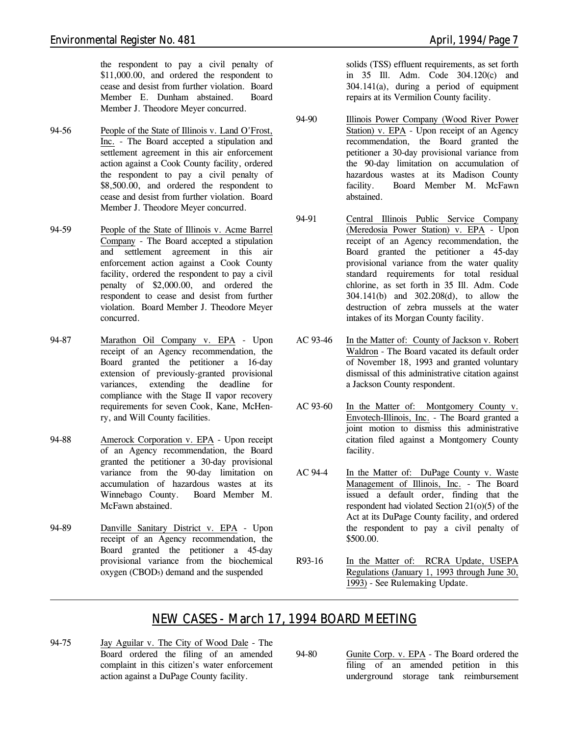the respondent to pay a civil penalty of $11,000.00, and ordered the respondent to cease and desist from further violation. Board Member E. Dunham abstained. Board Member J. Theodore Meyer concurred.

94-56 People of the State of Illinois v. Land O'Frost, Inc. - The Board accepted a stipulation and settlement agreement in this air enforcement action against a Cook County facility, ordered the respondent to pay a civil penalty of $8,500.00, and ordered the respondent to cease and desist from further violation. Board Member J. Theodore Meyer concurred.

94-59 People of the State of Illinois v. Acme Barrel Company - The Board accepted a stipulation and settlement agreement in this air enforcement action against a Cook County facility, ordered the respondent to pay a civil penalty of $2,000.00, and ordered the respondent to cease and desist from further violation. Board Member J. Theodore Meyer concurred.

94-87 Marathon Oil Company v. EPA - Upon receipt of an Agency recommendation, the Board granted the petitioner a 16-day extension of previously-granted provisional variances, extending the deadline for compliance with the Stage II vapor recovery requirements for seven Cook, Kane, McHenry, and Will County facilities.

94-88 Amerock Corporation v. EPA - Upon receipt of an Agency recommendation, the Board granted the petitioner a 30-day provisional variance from the 90-day limitation on accumulation of hazardous wastes at its Winnebago County. Board Member M. McFawn abstained.

94-89 Danville Sanitary District v. EPA - Upon receipt of an Agency recommendation, the Board granted the petitioner a 45-day provisional variance from the biochemical oxygen ($CBOD_5$) demand and the suspended solids (TSS) effluent requirements, as set forth in 35 Ill. Adm. Code 304.120(c) and 304.141(a), during a period of equipment repairs at its Vermilion County facility.

94-90 Illinois Power Company (Wood River Power Station) v. EPA - Upon receipt of an Agency recommendation, the Board granted the petitioner a 30-day provisional variance from the 90-day limitation on accumulation of hazardous wastes at its Madison County facility. Board Member M. McFawn abstained.

94-91 Central Illinois Public Service Company (Meredosia Power Station) v. EPA - Upon receipt of an Agency recommendation, the Board granted the petitioner a 45-day provisional variance from the water quality standard requirements for total residual chlorine, as set forth in 35 Ill. Adm. Code 304.141(b) and 302.208(d), to allow the destruction of zebra mussels at the water intakes of its Morgan County facility.

AC 93-46 In the Matter of: County of Jackson v. Robert Waldron - The Board vacated its default order of November 18, 1993 and granted voluntary dismissal of this administrative citation against a Jackson County respondent.

AC 93-60 In the Matter of: Montgomery County v. Envotech-Illinois, Inc. - The Board granted a joint motion to dismiss this administrative citation filed against a Montgomery County facility.

AC 94-4 In the Matter of: DuPage County v. Waste Management of Illinois, Inc. - The Board issued a default order, finding that the respondent had violated Section 21(o)(5) of the Act at its DuPage County facility, and ordered the respondent to pay a civil penalty of $500.00.

R93-16 In the Matter of: RCRA Update, USEPA Regulations (January 1, 1993 through June 30, 1993) - See Rulemaking Update.

## NEW CASES - March 17, 1994 BOARD MEETING

94-75 Jay Aguilar v. The City of Wood Dale - The Board ordered the filing of an amended complaint in this citizen's water enforcement action against a DuPage County facility.

94-80 Gunite Corp. v. EPA - The Board ordered the filing of an amended petition in this underground storage tank reimbursement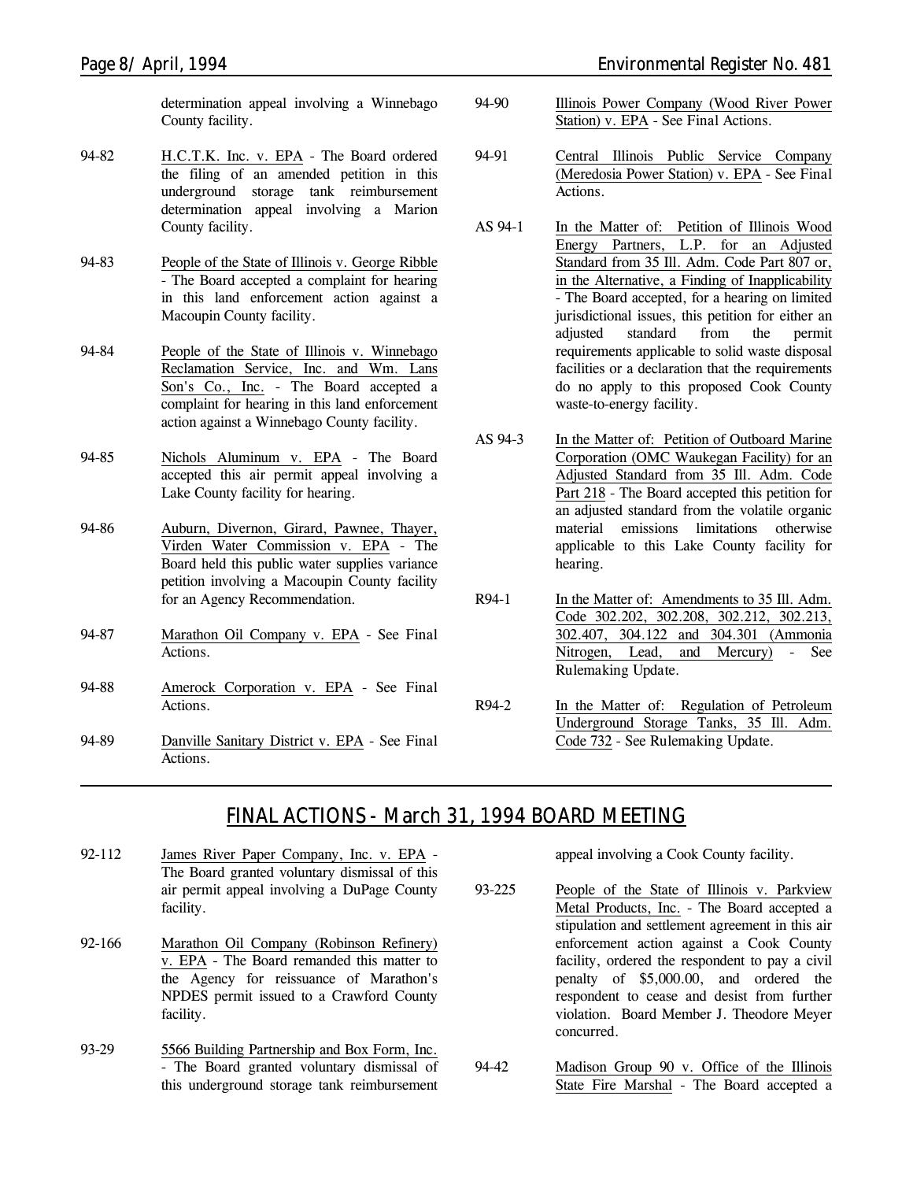determination appeal involving a Winnebago County facility.

94-82 H.C.T.K. Inc. v. EPA - The Board ordered the filing of an amended petition in this underground storage tank reimbursement determination appeal involving a Marion County facility.

94-83 People of the State of Illinois v. George Ribble - The Board accepted a complaint for hearing in this land enforcement action against a Macoupin County facility.

94-84 People of the State of Illinois v. Winnebago Reclamation Service, Inc. and Wm. Lans Son's Co., Inc. - The Board accepted a complaint for hearing in this land enforcement action against a Winnebago County facility.

94-85 Nichols Aluminum v. EPA - The Board accepted this air permit appeal involving a Lake County facility for hearing.

94-86 Auburn, Divernon, Girard, Pawnee, Thayer, Virden Water Commission v. EPA - The Board held this public water supplies variance petition involving a Macoupin County facility for an Agency Recommendation.

94-87 Marathon Oil Company v. EPA - See Final Actions.

94-88 Amerock Corporation v. EPA - See Final Actions.

94-89 Danville Sanitary District v. EPA - See Final Actions.

94-90 Illinois Power Company (Wood River Power Station) v. EPA - See Final Actions.

94-91 Central Illinois Public Service Company (Meredosia Power Station) v. EPA - See Final Actions.

AS 94-1 In the Matter of: Petition of Illinois Wood Energy Partners, L.P. for an Adjusted Standard from 35 Ill. Adm. Code Part 807 or, in the Alternative, a Finding of Inapplicability - The Board accepted, for a hearing on limited jurisdictional issues, this petition for either an adjusted standard from the permit requirements applicable to solid waste disposal facilities or a declaration that the requirements do no apply to this proposed Cook County waste-to-energy facility.

AS 94-3 In the Matter of: Petition of Outboard Marine Corporation (OMC Waukegan Facility) for an Adjusted Standard from 35 Ill. Adm. Code Part 218 - The Board accepted this petition for an adjusted standard from the volatile organic material emissions limitations otherwise applicable to this Lake County facility for hearing.

R94-1 In the Matter of: Amendments to 35 Ill. Adm. Code 302.202, 302.208, 302.212, 302.213, 302.407, 304.122 and 304.301 (Ammonia Nitrogen, Lead, and Mercury) - See Rulemaking Update.

R94-2 In the Matter of: Regulation of Petroleum Underground Storage Tanks, 35 Ill. Adm. Code 732 - See Rulemaking Update.

## FINAL ACTIONS - March 31, 1994 BOARD MEETING

92-112 James River Paper Company, Inc. v. EPA - The Board granted voluntary dismissal of this air permit appeal involving a DuPage County facility.

92-166 Marathon Oil Company (Robinson Refinery) v. EPA - The Board remanded this matter to the Agency for reissuance of Marathon's NPDES permit issued to a Crawford County facility.

93-29 5566 Building Partnership and Box Form, Inc. - The Board granted voluntary dismissal of this underground storage tank reimbursement appeal involving a Cook County facility.

93-225 People of the State of Illinois v. Parkview Metal Products, Inc. - The Board accepted a stipulation and settlement agreement in this air enforcement action against a Cook County facility, ordered the respondent to pay a civil penalty of $5,000.00, and ordered the respondent to cease and desist from further violation. Board Member J. Theodore Meyer concurred.

94-42 Madison Group 90 v. Office of the Illinois State Fire Marshal - The Board accepted a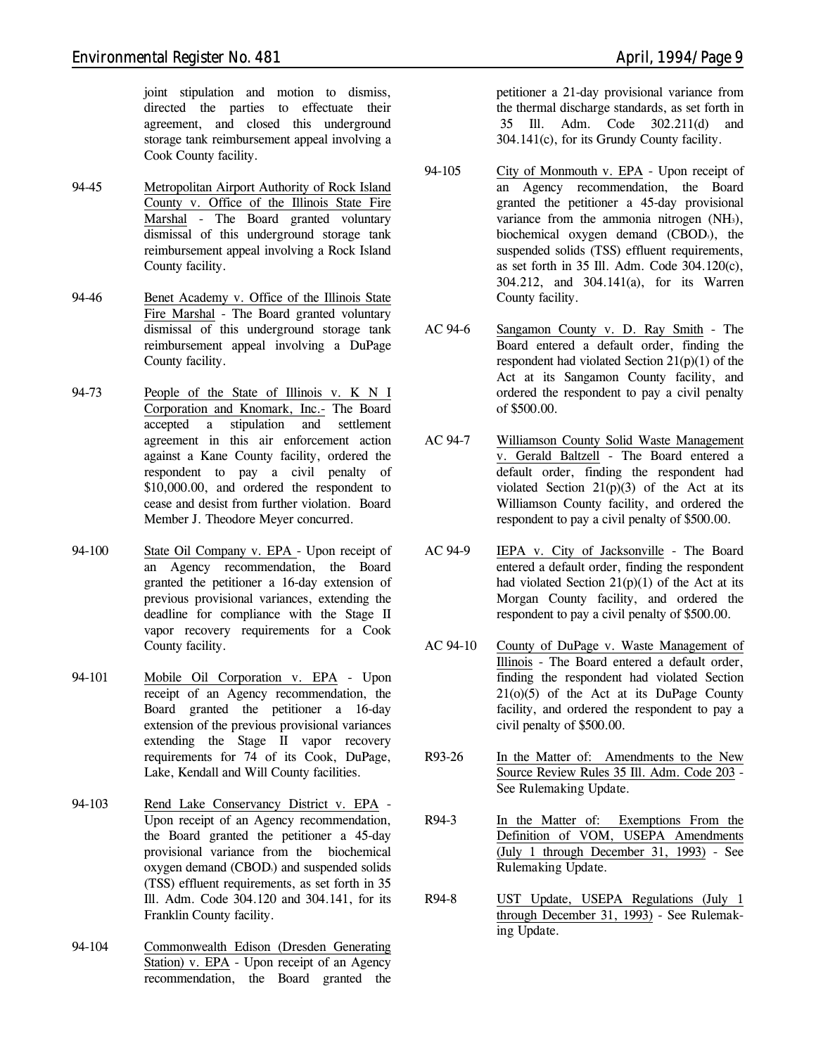joint stipulation and motion to dismiss, directed the parties to effectuate their agreement, and closed this underground storage tank reimbursement appeal involving a Cook County facility.

94-45 Metropolitan Airport Authority of Rock Island County v. Office of the Illinois State Fire Marshal - The Board granted voluntary dismissal of this underground storage tank reimbursement appeal involving a Rock Island County facility.

94-46 Benet Academy v. Office of the Illinois State Fire Marshal - The Board granted voluntary dismissal of this underground storage tank reimbursement appeal involving a DuPage County facility.

94-73 People of the State of Illinois v. K N I Corporation and Knomark, Inc.- The Board accepted a stipulation and settlement agreement in this air enforcement action against a Kane County facility, ordered the respondent to pay a civil penalty of $10,000.00, and ordered the respondent to cease and desist from further violation. Board Member J. Theodore Meyer concurred.

94-100 State Oil Company v. EPA - Upon receipt of an Agency recommendation, the Board granted the petitioner a 16-day extension of previous provisional variances, extending the deadline for compliance with the Stage II vapor recovery requirements for a Cook County facility.

94-101 Mobile Oil Corporation v. EPA - Upon receipt of an Agency recommendation, the Board granted the petitioner a 16-day extension of the previous provisional variances extending the Stage II vapor recovery requirements for 74 of its Cook, DuPage, Lake, Kendall and Will County facilities.

94-103 Rend Lake Conservancy District v. EPA - Upon receipt of an Agency recommendation, the Board granted the petitioner a 45-day provisional variance from the biochemical oxygen demand ($CBOD_5$) and suspended solids (TSS) effluent requirements, as set forth in 35 Ill. Adm. Code 304.120 and 304.141, for its Franklin County facility.

94-104 Commonwealth Edison (Dresden Generating Station) v. EPA - Upon receipt of an Agency recommendation, the Board granted the petitioner a 21-day provisional variance from the thermal discharge standards, as set forth in 35 Ill. Adm. Code 302.211(d) and 304.141(c), for its Grundy County facility.

94-105 City of Monmouth v. EPA - Upon receipt of an Agency recommendation, the Board granted the petitioner a 45-day provisional variance from the ammonia nitrogen ($NH_3$), biochemical oxygen demand ($CBOD_5$), the suspended solids (TSS) effluent requirements, as set forth in 35 Ill. Adm. Code 304.120(c), 304.212, and 304.141(a), for its Warren County facility.

AC 94-6 Sangamon County v. D. Ray Smith - The Board entered a default order, finding the respondent had violated Section 21(p)(1) of the Act at its Sangamon County facility, and ordered the respondent to pay a civil penalty of $500.00.

AC 94-7 Williamson County Solid Waste Management v. Gerald Baltzell - The Board entered a default order, finding the respondent had violated Section 21(p)(3) of the Act at its Williamson County facility, and ordered the respondent to pay a civil penalty of $500.00.

AC 94-9 IEPA v. City of Jacksonville - The Board entered a default order, finding the respondent had violated Section 21(p)(1) of the Act at its Morgan County facility, and ordered the respondent to pay a civil penalty of $500.00.

AC 94-10 County of DuPage v. Waste Management of Illinois - The Board entered a default order, finding the respondent had violated Section 21(o)(5) of the Act at its DuPage County facility, and ordered the respondent to pay a civil penalty of $500.00.

R93-26 In the Matter of: Amendments to the New Source Review Rules 35 Ill. Adm. Code 203 - See Rulemaking Update.

R94-3 In the Matter of: Exemptions From the Definition of VOM, USEPA Amendments (July 1 through December 31, 1993) - See Rulemaking Update.

R94-8 UST Update, USEPA Regulations (July 1 through December 31, 1993) - See Rulemaking Update.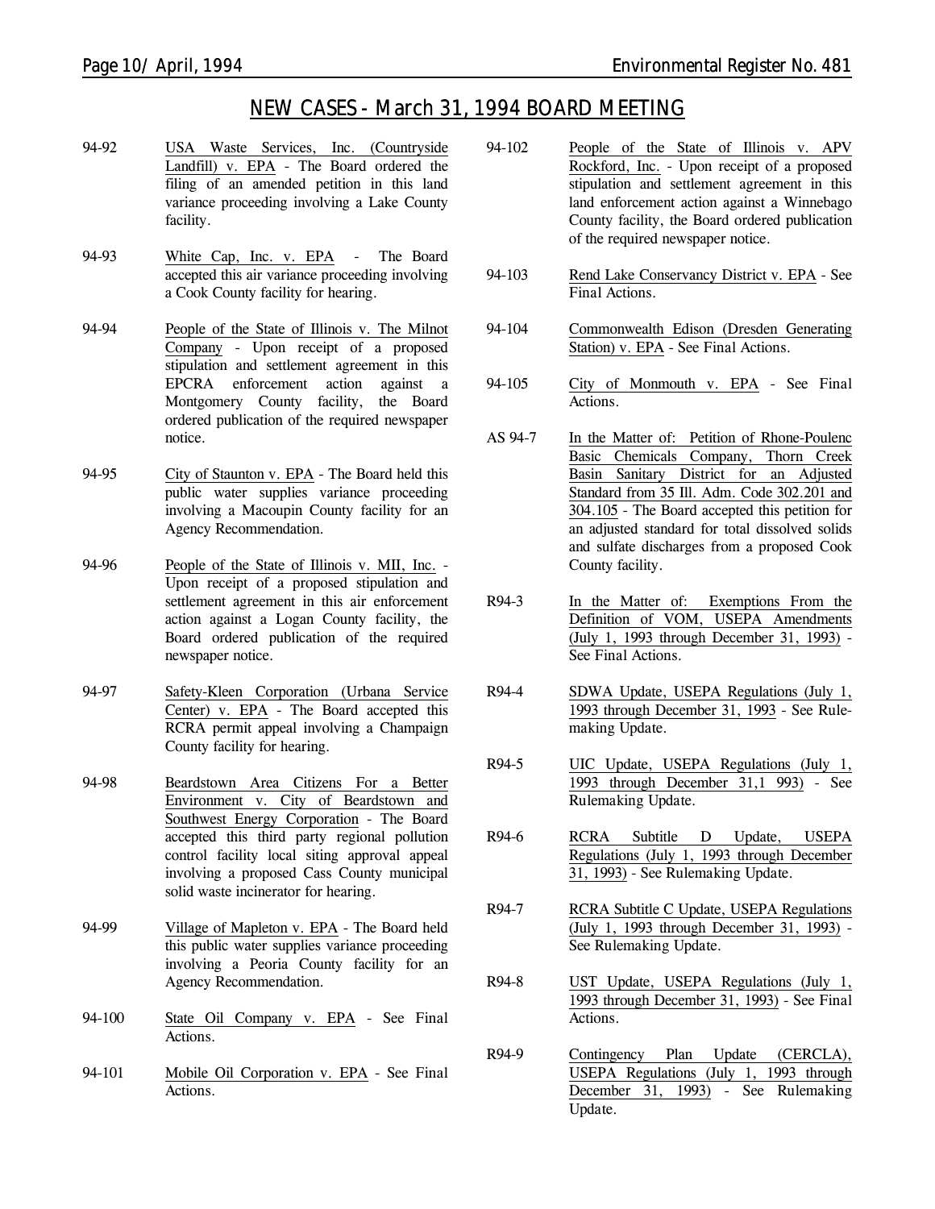# NEW CASES - March 31, 1994 BOARD MEETING

94-92 USA Waste Services, Inc. (Countryside Landfill) v. EPA - The Board ordered the filing of an amended petition in this land variance proceeding involving a Lake County facility.

94-93 White Cap, Inc. v. EPA - The Board accepted this air variance proceeding involving a Cook County facility for hearing.

94-94 People of the State of Illinois v. The Milnot Company - Upon receipt of a proposed stipulation and settlement agreement in this EPCRA enforcement action against a Montgomery County facility, the Board ordered publication of the required newspaper notice.

94-95 City of Staunton v. EPA - The Board held this public water supplies variance proceeding involving a Macoupin County facility for an Agency Recommendation.

94-96 People of the State of Illinois v. MII, Inc. - Upon receipt of a proposed stipulation and settlement agreement in this air enforcement action against a Logan County facility, the Board ordered publication of the required newspaper notice.

94-97 Safety-Kleen Corporation (Urbana Service Center) v. EPA - The Board accepted this RCRA permit appeal involving a Champaign County facility for hearing.

94-98 Beardstown Area Citizens For a Better Environment v. City of Beardstown and Southwest Energy Corporation - The Board accepted this third party regional pollution control facility local siting approval appeal involving a proposed Cass County municipal solid waste incinerator for hearing.

94-99 Village of Mapleton v. EPA - The Board held this public water supplies variance proceeding involving a Peoria County facility for an Agency Recommendation.

94-100 State Oil Company v. EPA - See Final Actions.

94-101 Mobile Oil Corporation v. EPA - See Final Actions.

94-102 People of the State of Illinois v. APV Rockford, Inc. - Upon receipt of a proposed stipulation and settlement agreement in this land enforcement action against a Winnebago County facility, the Board ordered publication of the required newspaper notice.

94-103 Rend Lake Conservancy District v. EPA - See Final Actions.

94-104 Commonwealth Edison (Dresden Generating Station) v. EPA - See Final Actions.

94-105 City of Monmouth v. EPA - See Final Actions.

AS 94-7 In the Matter of: Petition of Rhone-Poulenc Basic Chemicals Company, Thorn Creek Basin Sanitary District for an Adjusted Standard from 35 Ill. Adm. Code 302.201 and 304.105 - The Board accepted this petition for an adjusted standard for total dissolved solids and sulfate discharges from a proposed Cook County facility.

R94-3 In the Matter of: Exemptions From the Definition of VOM, USEPA Amendments (July 1, 1993 through December 31, 1993) - See Final Actions.

R94-4 SDWA Update, USEPA Regulations (July 1, 1993 through December 31, 1993 - See Rulemaking Update.

R94-5 UIC Update, USEPA Regulations (July 1, 1993 through December 31,1 993) - See Rulemaking Update.

R94-6 RCRA Subtitle D Update, USEPA Regulations (July 1, 1993 through December 31, 1993) - See Rulemaking Update.

R94-7 RCRA Subtitle C Update, USEPA Regulations (July 1, 1993 through December 31, 1993) - See Rulemaking Update.

R94-8 UST Update, USEPA Regulations (July 1, 1993 through December 31, 1993) - See Final Actions.

R94-9 Contingency Plan Update (CERCLA), USEPA Regulations (July 1, 1993 through December 31, 1993) - See Rulemaking Update.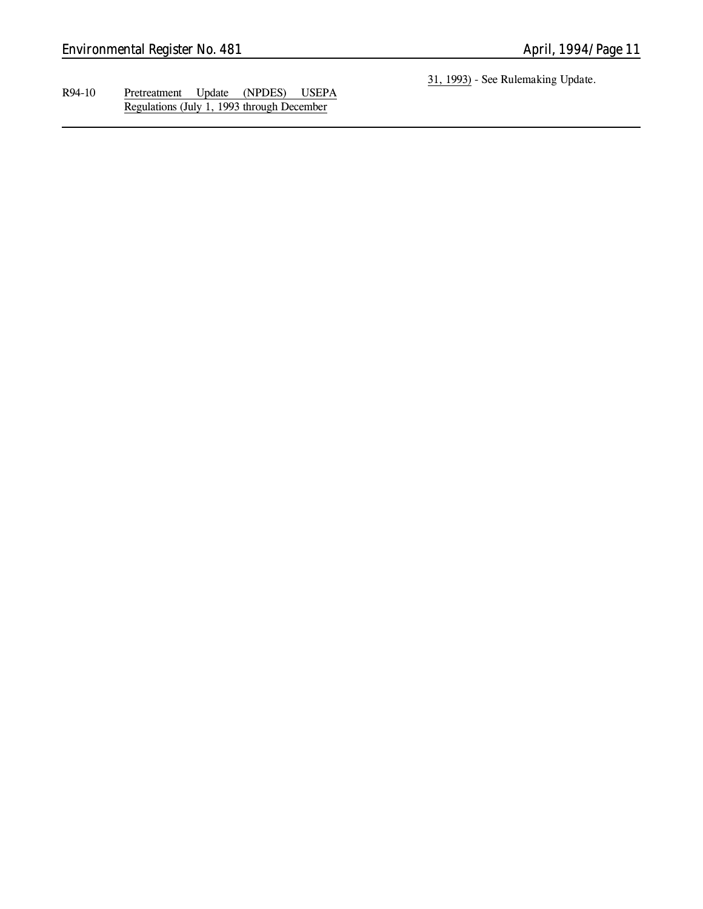R94-10 Pretreatment Update (NPDES) USEPA Regulations (July 1, 1993 through December 31, 1993) - See Rulemaking Update.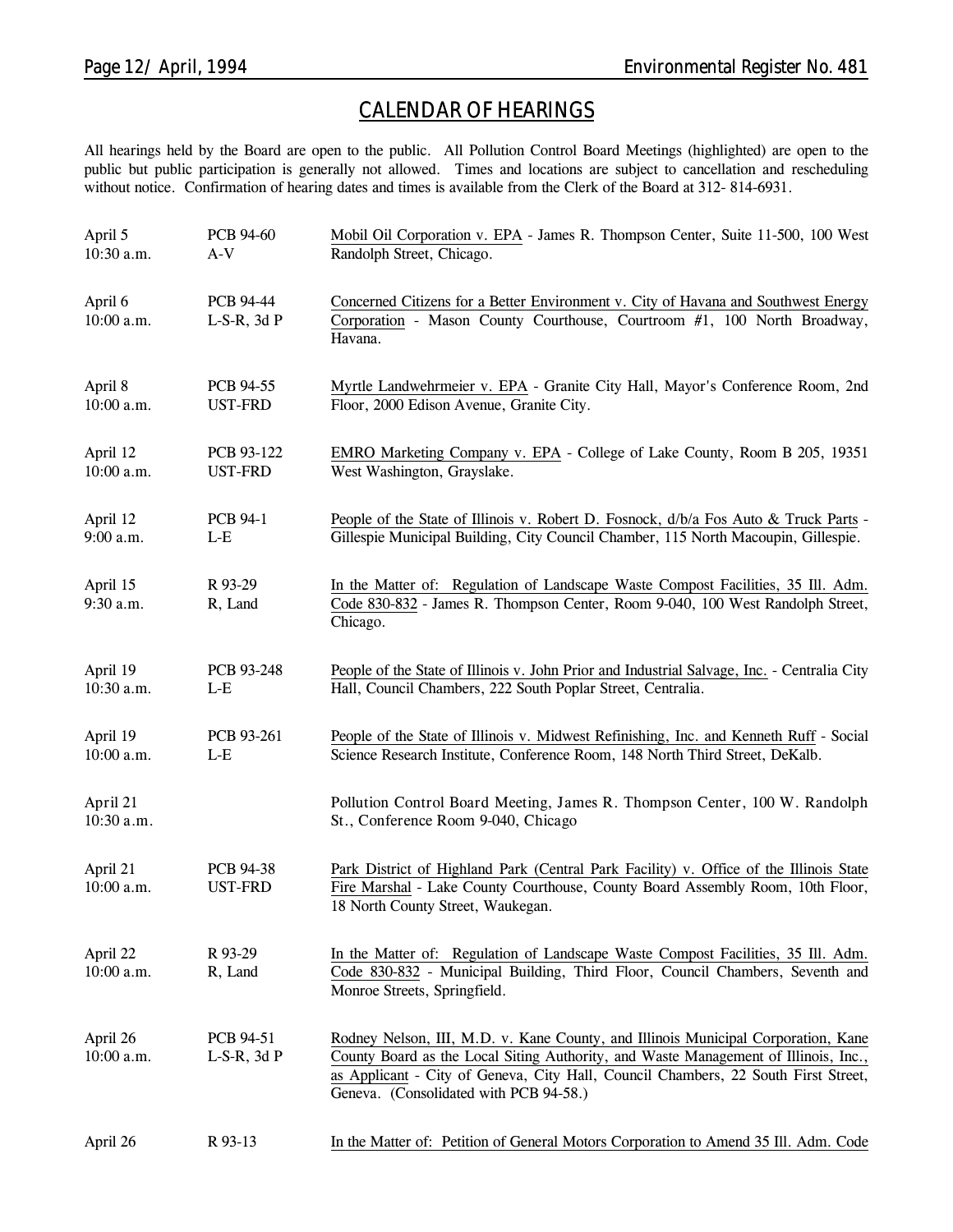## CALENDAR OF HEARINGS

All hearings held by the Board are open to the public. All Pollution Control Board Meetings (highlighted) are open to the public but public participation is generally not allowed. Times and locations are subject to cancellation and rescheduling without notice. Confirmation of hearing dates and times is available from the Clerk of the Board at 312- 814-6931.

| Date/Time | Case | Description |
|---|---|---|
| April 5<br>10:30 a.m. | PCB 94-60<br>A-V | Mobil Oil Corporation v. EPA - James R. Thompson Center, Suite 11-500, 100 West Randolph Street, Chicago. |
| April 6<br>10:00 a.m. | PCB 94-44<br>L-S-R, 3d P | Concerned Citizens for a Better Environment v. City of Havana and Southwest Energy Corporation - Mason County Courthouse, Courtroom #1, 100 North Broadway, Havana. |
| April 8<br>10:00 a.m. | PCB 94-55<br>UST-FRD | Myrtle Landwehrmeier v. EPA - Granite City Hall, Mayor's Conference Room, 2nd Floor, 2000 Edison Avenue, Granite City. |
| April 12<br>10:00 a.m. | PCB 93-122<br>UST-FRD | EMRO Marketing Company v. EPA - College of Lake County, Room B 205, 19351 West Washington, Grayslake. |
| April 12<br>9:00 a.m. | PCB 94-1<br>L-E | People of the State of Illinois v. Robert D. Fosnock, d/b/a Fos Auto & Truck Parts - Gillespie Municipal Building, City Council Chamber, 115 North Macoupin, Gillespie. |
| April 15<br>9:30 a.m. | R 93-29<br>R, Land | In the Matter of: Regulation of Landscape Waste Compost Facilities, 35 Ill. Adm. Code 830-832 - James R. Thompson Center, Room 9-040, 100 West Randolph Street, Chicago. |
| April 19<br>10:30 a.m. | PCB 93-248<br>L-E | People of the State of Illinois v. John Prior and Industrial Salvage, Inc. - Centralia City Hall, Council Chambers, 222 South Poplar Street, Centralia. |
| April 19<br>10:00 a.m. | PCB 93-261<br>L-E | People of the State of Illinois v. Midwest Refinishing, Inc. and Kenneth Ruff - Social Science Research Institute, Conference Room, 148 North Third Street, DeKalb. |
| April 21<br>10:30 a.m. | | Pollution Control Board Meeting, James R. Thompson Center, 100 W. Randolph St., Conference Room 9-040, Chicago |
| April 21<br>10:00 a.m. | PCB 94-38<br>UST-FRD | Park District of Highland Park (Central Park Facility) v. Office of the Illinois State Fire Marshal - Lake County Courthouse, County Board Assembly Room, 10th Floor, 18 North County Street, Waukegan. |
| April 22<br>10:00 a.m. | R 93-29<br>R, Land | In the Matter of: Regulation of Landscape Waste Compost Facilities, 35 Ill. Adm. Code 830-832 - Municipal Building, Third Floor, Council Chambers, Seventh and Monroe Streets, Springfield. |
| April 26<br>10:00 a.m. | PCB 94-51<br>L-S-R, 3d P | Rodney Nelson, III, M.D. v. Kane County, and Illinois Municipal Corporation, Kane County Board as the Local Siting Authority, and Waste Management of Illinois, Inc., as Applicant - City of Geneva, City Hall, Council Chambers, 22 South First Street, Geneva. (Consolidated with PCB 94-58.) |
| April 26 | R 93-13 | In the Matter of: Petition of General Motors Corporation to Amend 35 Ill. Adm. Code |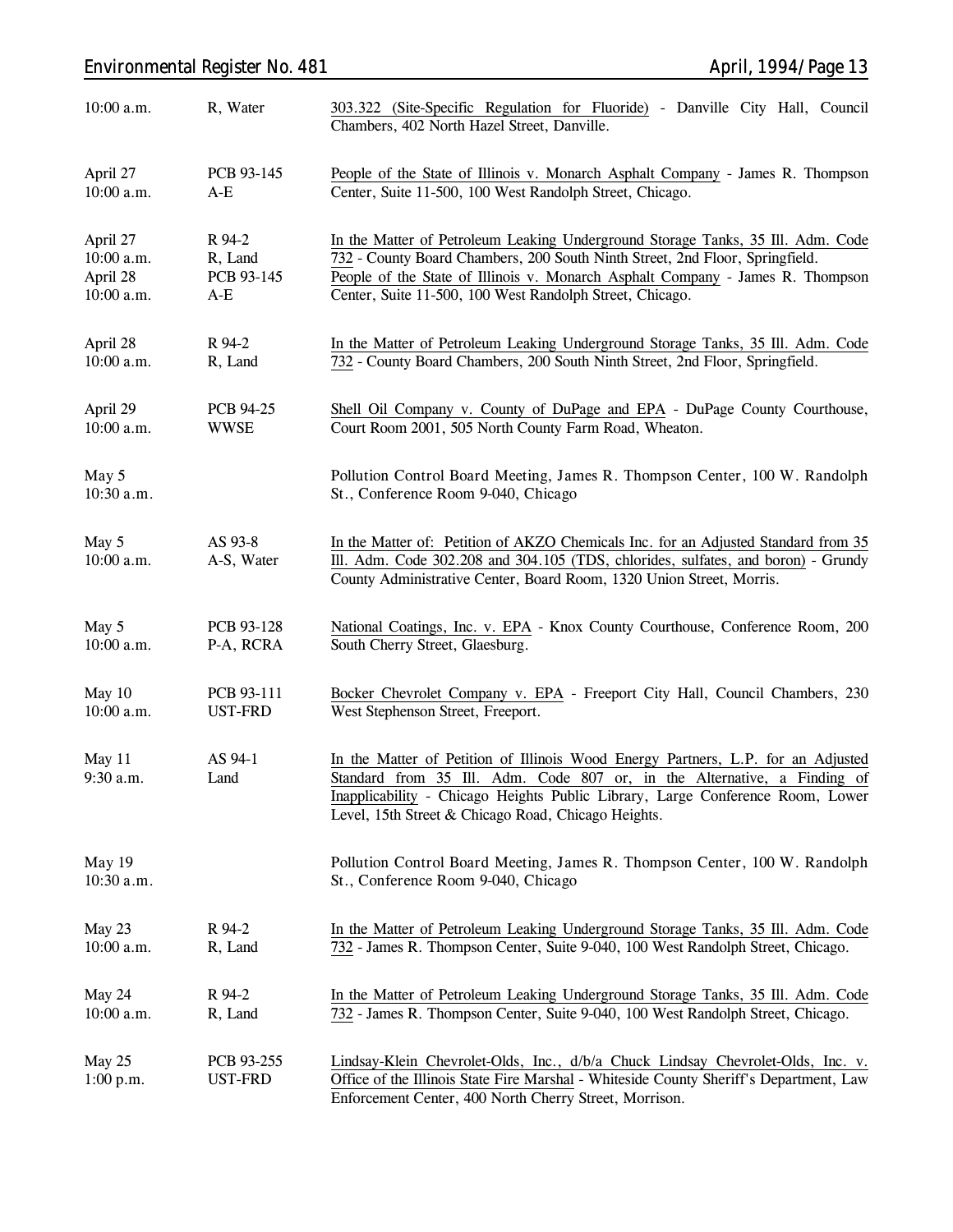| | | |
|---|---|---|
| 10:00 a.m. | R, Water | 303.322 (Site-Specific Regulation for Fluoride) - Danville City Hall, Council Chambers, 402 North Hazel Street, Danville. |
| April 27<br>10:00 a.m. | PCB 93-145<br>A-E | People of the State of Illinois v. Monarch Asphalt Company - James R. Thompson Center, Suite 11-500, 100 West Randolph Street, Chicago. |
| April 27<br>10:00 a.m. | R 94-2<br>R, Land | In the Matter of Petroleum Leaking Underground Storage Tanks, 35 Ill. Adm. Code 732 - County Board Chambers, 200 South Ninth Street, 2nd Floor, Springfield. |
| April 28<br>10:00 a.m. | PCB 93-145<br>A-E | People of the State of Illinois v. Monarch Asphalt Company - James R. Thompson Center, Suite 11-500, 100 West Randolph Street, Chicago. |
| April 28<br>10:00 a.m. | R 94-2<br>R, Land | In the Matter of Petroleum Leaking Underground Storage Tanks, 35 Ill. Adm. Code 732 - County Board Chambers, 200 South Ninth Street, 2nd Floor, Springfield. |
| April 29<br>10:00 a.m. | PCB 94-25<br>WWSE | Shell Oil Company v. County of DuPage and EPA - DuPage County Courthouse, Court Room 2001, 505 North County Farm Road, Wheaton. |
| May 5<br>10:30 a.m. | | Pollution Control Board Meeting, James R. Thompson Center, 100 W. Randolph St., Conference Room 9-040, Chicago |
| May 5<br>10:00 a.m. | AS 93-8<br>A-S, Water | In the Matter of: Petition of AKZO Chemicals Inc. for an Adjusted Standard from 35 Ill. Adm. Code 302.208 and 304.105 (TDS, chlorides, sulfates, and boron) - Grundy County Administrative Center, Board Room, 1320 Union Street, Morris. |
| May 5<br>10:00 a.m. | PCB 93-128<br>P-A, RCRA | National Coatings, Inc. v. EPA - Knox County Courthouse, Conference Room, 200 South Cherry Street, Glaesburg. |
| May 10<br>10:00 a.m. | PCB 93-111<br>UST-FRD | Bocker Chevrolet Company v. EPA - Freeport City Hall, Council Chambers, 230 West Stephenson Street, Freeport. |
| May 11<br>9:30 a.m. | AS 94-1<br>Land | In the Matter of Petition of Illinois Wood Energy Partners, L.P. for an Adjusted Standard from 35 Ill. Adm. Code 807 or, in the Alternative, a Finding of Inapplicability - Chicago Heights Public Library, Large Conference Room, Lower Level, 15th Street & Chicago Road, Chicago Heights. |
| May 19<br>10:30 a.m. | | Pollution Control Board Meeting, James R. Thompson Center, 100 W. Randolph St., Conference Room 9-040, Chicago |
| May 23<br>10:00 a.m. | R 94-2<br>R, Land | In the Matter of Petroleum Leaking Underground Storage Tanks, 35 Ill. Adm. Code 732 - James R. Thompson Center, Suite 9-040, 100 West Randolph Street, Chicago. |
| May 24<br>10:00 a.m. | R 94-2<br>R, Land | In the Matter of Petroleum Leaking Underground Storage Tanks, 35 Ill. Adm. Code 732 - James R. Thompson Center, Suite 9-040, 100 West Randolph Street, Chicago. |
| May 25<br>1:00 p.m. | PCB 93-255<br>UST-FRD | Lindsay-Klein Chevrolet-Olds, Inc., d/b/a Chuck Lindsay Chevrolet-Olds, Inc. v. Office of the Illinois State Fire Marshal - Whiteside County Sheriff's Department, Law Enforcement Center, 400 North Cherry Street, Morrison. |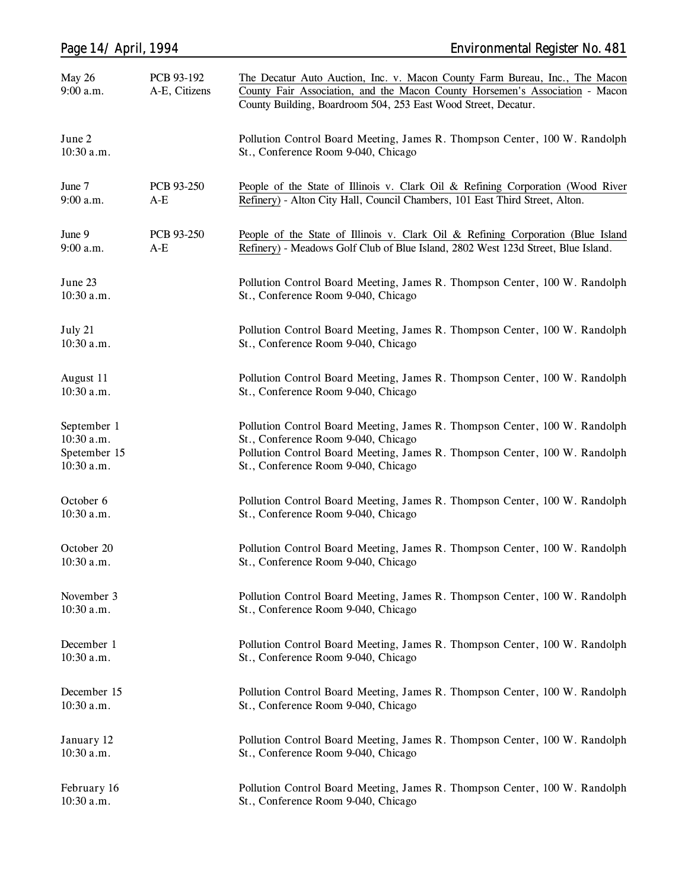| | | |
|---|---|---|
| May 26<br>9:00 a.m. | PCB 93-192<br>A-E, Citizens | The Decatur Auto Auction, Inc. v. Macon County Farm Bureau, Inc., The Macon County Fair Association, and the Macon County Horsemen's Association - Macon County Building, Boardroom 504, 253 East Wood Street, Decatur. |
| June 2<br>10:30 a.m. | | Pollution Control Board Meeting, James R. Thompson Center, 100 W. Randolph St., Conference Room 9-040, Chicago |
| June 7<br>9:00 a.m. | PCB 93-250<br>A-E | People of the State of Illinois v. Clark Oil & Refining Corporation (Wood River Refinery) - Alton City Hall, Council Chambers, 101 East Third Street, Alton. |
| June 9<br>9:00 a.m. | PCB 93-250<br>A-E | People of the State of Illinois v. Clark Oil & Refining Corporation (Blue Island Refinery) - Meadows Golf Club of Blue Island, 2802 West 123d Street, Blue Island. |
| June 23<br>10:30 a.m. | | Pollution Control Board Meeting, James R. Thompson Center, 100 W. Randolph St., Conference Room 9-040, Chicago |
| July 21<br>10:30 a.m. | | Pollution Control Board Meeting, James R. Thompson Center, 100 W. Randolph St., Conference Room 9-040, Chicago |
| August 11<br>10:30 a.m. | | Pollution Control Board Meeting, James R. Thompson Center, 100 W. Randolph St., Conference Room 9-040, Chicago |
| September 1<br>10:30 a.m. | | Pollution Control Board Meeting, James R. Thompson Center, 100 W. Randolph St., Conference Room 9-040, Chicago |
| Spetember 15<br>10:30 a.m. | | Pollution Control Board Meeting, James R. Thompson Center, 100 W. Randolph St., Conference Room 9-040, Chicago |
| October 6<br>10:30 a.m. | | Pollution Control Board Meeting, James R. Thompson Center, 100 W. Randolph St., Conference Room 9-040, Chicago |
| October 20<br>10:30 a.m. | | Pollution Control Board Meeting, James R. Thompson Center, 100 W. Randolph St., Conference Room 9-040, Chicago |
| November 3<br>10:30 a.m. | | Pollution Control Board Meeting, James R. Thompson Center, 100 W. Randolph St., Conference Room 9-040, Chicago |
| December 1<br>10:30 a.m. | | Pollution Control Board Meeting, James R. Thompson Center, 100 W. Randolph St., Conference Room 9-040, Chicago |
| December 15<br>10:30 a.m. | | Pollution Control Board Meeting, James R. Thompson Center, 100 W. Randolph St., Conference Room 9-040, Chicago |
| January 12<br>10:30 a.m. | | Pollution Control Board Meeting, James R. Thompson Center, 100 W. Randolph St., Conference Room 9-040, Chicago |
| February 16<br>10:30 a.m. | | Pollution Control Board Meeting, James R. Thompson Center, 100 W. Randolph St., Conference Room 9-040, Chicago |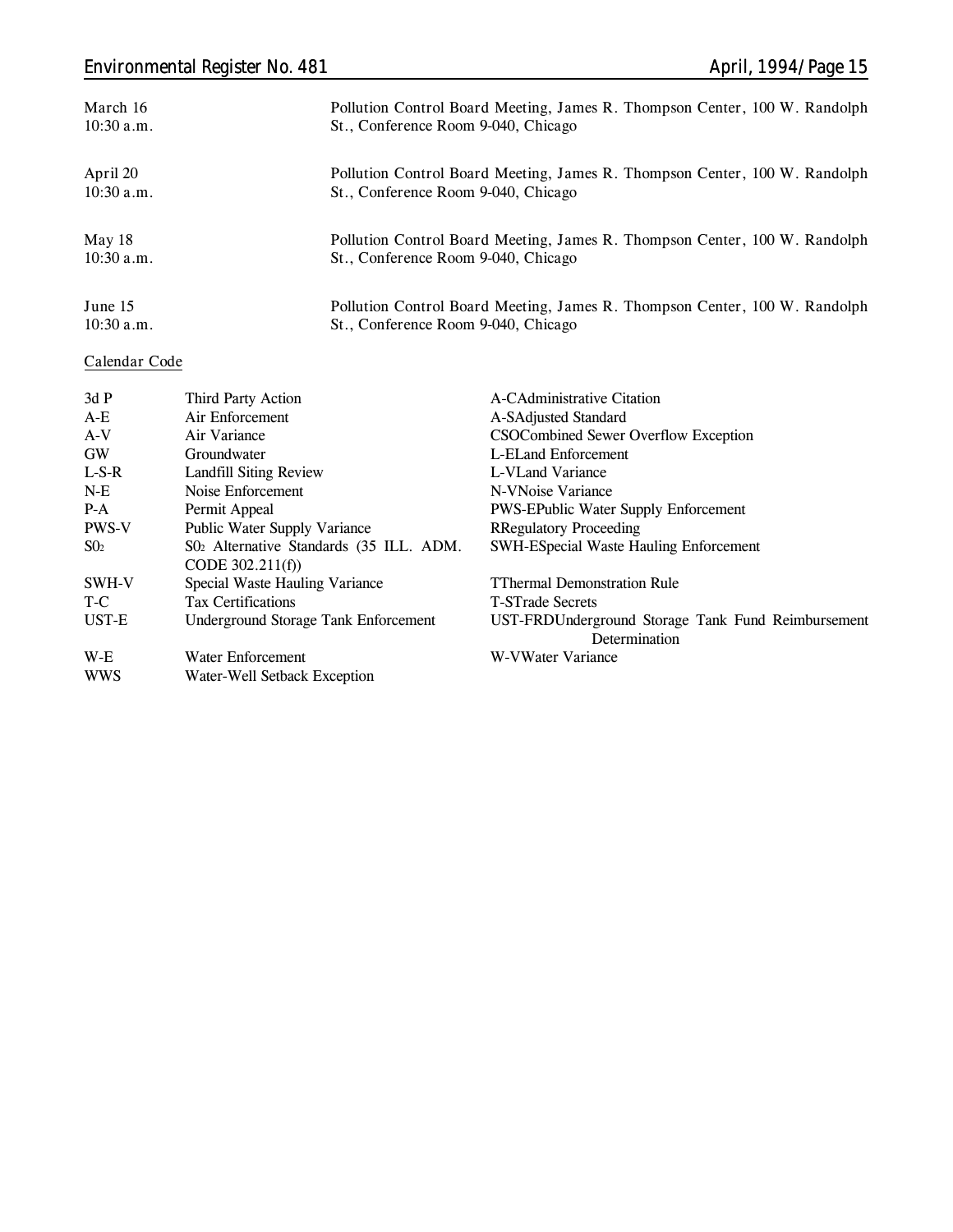| | |
|---|---|
| March 16<br>10:30 a.m. | Pollution Control Board Meeting, James R. Thompson Center, 100 W. Randolph St., Conference Room 9-040, Chicago |
| April 20<br>10:30 a.m. | Pollution Control Board Meeting, James R. Thompson Center, 100 W. Randolph St., Conference Room 9-040, Chicago |
| May 18<br>10:30 a.m. | Pollution Control Board Meeting, James R. Thompson Center, 100 W. Randolph St., Conference Room 9-040, Chicago |
| June 15<br>10:30 a.m. | Pollution Control Board Meeting, James R. Thompson Center, 100 W. Randolph St., Conference Room 9-040, Chicago |

Calendar Code

| | | | |
|---|---|---|---|
| 3d P | Third Party Action | A-C | Administrative Citation |
| A-E | Air Enforcement | A-S | Adjusted Standard |
| A-V | Air Variance | CSO | Combined Sewer Overflow Exception |
| GW | Groundwater | L-E | Land Enforcement |
| L-S-R | Landfill Siting Review | L-V | Land Variance |
| N-E | Noise Enforcement | N-V | Noise Variance |
| P-A | Permit Appeal | PWS-E | Public Water Supply Enforcement |
| PWS-V | Public Water Supply Variance | R | Regulatory Proceeding |
| $SO_2$ | $SO_2$ Alternative Standards (35 ILL. ADM. CODE 302.211(f)) | SWH-E | Special Waste Hauling Enforcement |
| SWH-V | Special Waste Hauling Variance | T | Thermal Demonstration Rule |
| T-C | Tax Certifications | T-S | Trade Secrets |
| UST-E | Underground Storage Tank Enforcement | UST-FRD | Underground Storage Tank Fund Reimbursement Determination |
| W-E | Water Enforcement | W-V | Water Variance |
| WWS | Water-Well Setback Exception | | |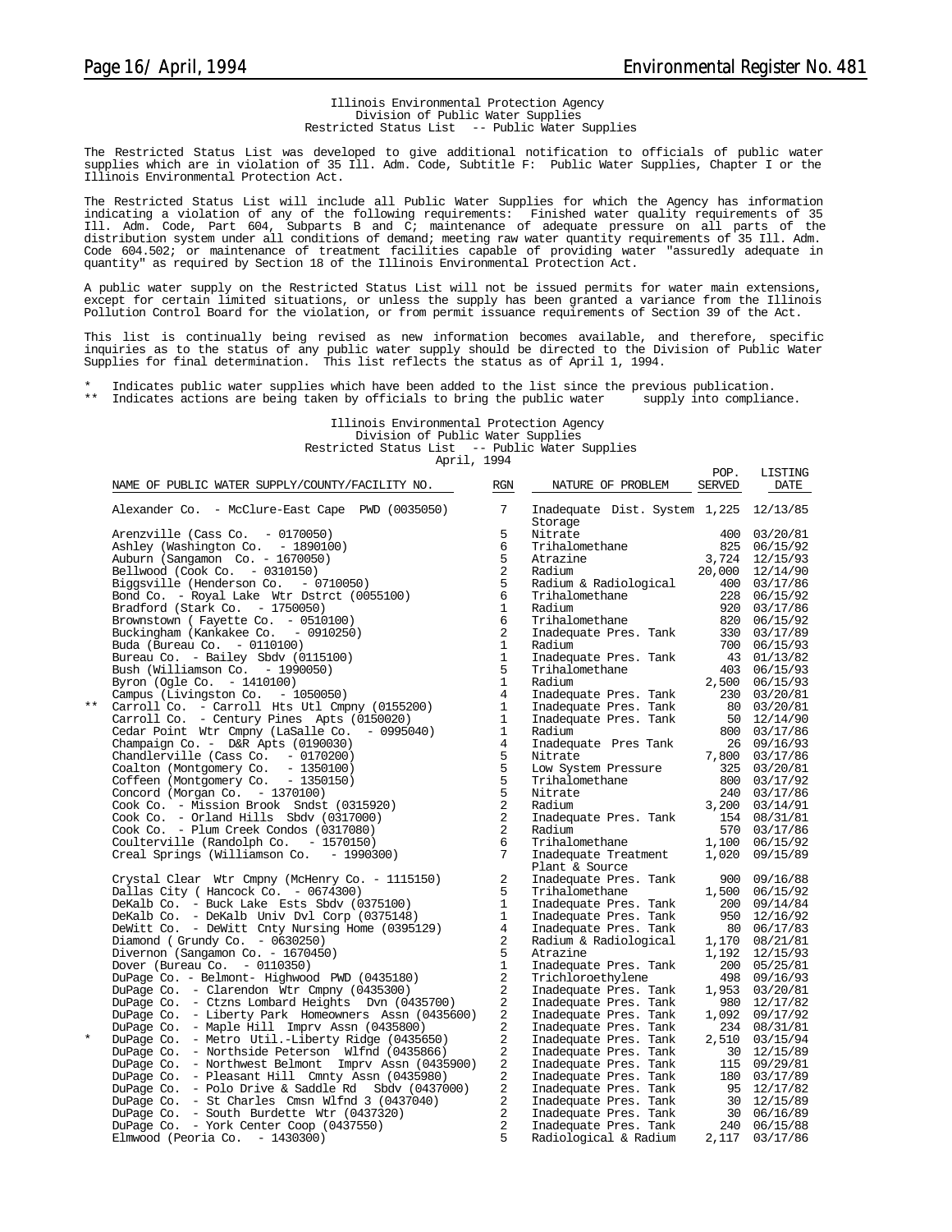Illinois Environmental Protection Agency
Division of Public Water Supplies
Restricted Status List -- Public Water Supplies

The Restricted Status List was developed to give additional notification to officials of public water supplies which are in violation of 35 Ill. Adm. Code, Subtitle F: Public Water Supplies, Chapter I or the Illinois Environmental Protection Act.

The Restricted Status List will include all Public Water Supplies for which the Agency has information indicating a violation of any of the following requirements: Finished water quality requirements of 35 Ill. Adm. Code, Part 604, Subparts B and C; maintenance of adequate pressure on all parts of the distribution system under all conditions of demand; meeting raw water quantity requirements of 35 Ill. Adm. Code 604.502; or maintenance of treatment facilities capable of providing water "assuredly adequate in quantity" as required by Section 18 of the Illinois Environmental Protection Act.

A public water supply on the Restricted Status List will not be issued permits for water main extensions, except for certain limited situations, or unless the supply has been granted a variance from the Illinois Pollution Control Board for the violation, or from permit issuance requirements of Section 39 of the Act.

This list is continually being revised as new information becomes available, and therefore, specific inquiries as to the status of any public water supply should be directed to the Division of Public Water Supplies for final determination. This list reflects the status as of April 1, 1994.

\* Indicates public water supplies which have been added to the list since the previous publication.
\*\* Indicates actions are being taken by officials to bring the public water supply into compliance.

Illinois Environmental Protection Agency
Division of Public Water Supplies
Restricted Status List -- Public Water Supplies
April, 1994

| | NAME OF PUBLIC WATER SUPPLY/COUNTY/FACILITY NO. | RGN | NATURE OF PROBLEM | POP. SERVED | LISTING DATE |
|---|---|---|---|---|---|
| | Alexander Co. - McClure-East Cape PWD (0035050) | 7 | Inadequate Dist. System Storage | 1,225 | 12/13/85 |
| | Arenzville (Cass Co. - 0170050) | 5 | Nitrate | 400 | 03/20/81 |
| | Ashley (Washington Co. - 1890100) | 6 | Trihalomethane | 825 | 06/15/92 |
| | Auburn (Sangamon Co. - 1670050) | 5 | Atrazine | 3,724 | 12/15/93 |
| | Bellwood (Cook Co. - 0310150) | 2 | Radium | 20,000 | 12/14/90 |
| | Biggsville (Henderson Co. - 0710050) | 5 | Radium & Radiological | 400 | 03/17/86 |
| | Bond Co. - Royal Lake Wtr Dstrct (0055100) | 6 | Trihalomethane | 228 | 06/15/92 |
| | Bradford (Stark Co. - 1750050) | 1 | Radium | 920 | 03/17/86 |
| | Brownstown ( Fayette Co. - 0510100) | 6 | Trihalomethane | 820 | 06/15/92 |
| | Buckingham (Kankakee Co. - 0910250) | 2 | Inadequate Pres. Tank | 330 | 03/17/89 |
| | Buda (Bureau Co. - 0110100) | 1 | Radium | 700 | 06/15/93 |
| | Bureau Co. - Bailey Sbdv (0115100) | 1 | Inadequate Pres. Tank | 43 | 01/13/82 |
| | Bush (Williamson Co. - 1990050) | 5 | Trihalomethane | 403 | 06/15/93 |
| | Byron (Ogle Co. - 1410100) | 1 | Radium | 2,500 | 06/15/93 |
| | Campus (Livingston Co. - 1050050) | 4 | Inadequate Pres. Tank | 230 | 03/20/81 |
| ** | Carroll Co. - Carroll Hts Utl Cmpny (0155200) | 1 | Inadequate Pres. Tank | 80 | 03/20/81 |
| | Carroll Co. - Century Pines Apts (0150020) | 1 | Inadequate Pres. Tank | 50 | 12/14/90 |
| | Cedar Point Wtr Cmpny (LaSalle Co. - 0995040) | 1 | Radium | 800 | 03/17/86 |
| | Champaign Co. - D&R Apts (0190030) | 4 | Inadequate Pres Tank | 26 | 09/16/93 |
| | Chandlerville (Cass Co. - 0170200) | 5 | Nitrate | 7,800 | 03/17/86 |
| | Coalton (Montgomery Co. - 1350100) | 5 | Low System Pressure | 325 | 03/20/81 |
| | Coffeen (Montgomery Co. - 1350150) | 5 | Trihalomethane | 800 | 03/17/92 |
| | Concord (Morgan Co. - 1370100) | 5 | Nitrate | 240 | 03/17/86 |
| | Cook Co. - Mission Brook Sndst (0315920) | 2 | Radium | 3,200 | 03/14/91 |
| | Cook Co. - Orland Hills Sbdv (0317000) | 2 | Inadequate Pres. Tank | 154 | 08/31/81 |
| | Cook Co. - Plum Creek Condos (0317080) | 2 | Radium | 570 | 03/17/86 |
| | Coulterville (Randolph Co. - 1570150) | 6 | Trihalomethane | 1,100 | 06/15/92 |
| | Creal Springs (Williamson Co. - 1990300) | 7 | Inadequate Treatment Plant & Source | 1,020 | 09/15/89 |
| | Crystal Clear Wtr Cmpny (McHenry Co. - 1115150) | 2 | Inadequate Pres. Tank | 900 | 09/16/88 |
| | Dallas City ( Hancock Co. - 0674300) | 5 | Trihalomethane | 1,500 | 06/15/92 |
| | DeKalb Co. - Buck Lake Ests Sbdv (0375100) | 1 | Inadequate Pres. Tank | 200 | 09/14/84 |
| | DeKalb Co. - DeKalb Univ Dvl Corp (0375148) | 1 | Inadequate Pres. Tank | 950 | 12/16/92 |
| | DeWitt Co. - DeWitt Cnty Nursing Home (0395129) | 4 | Inadequate Pres. Tank | 80 | 06/17/83 |
| | Diamond ( Grundy Co. - 0630250) | 2 | Radium & Radiological | 1,170 | 08/21/81 |
| | Divernon (Sangamon Co. - 1670450) | 5 | Atrazine | 1,192 | 12/15/93 |
| | Dover (Bureau Co. - 0110350) | 1 | Inadequate Pres. Tank | 200 | 05/25/81 |
| | DuPage Co. - Belmont- Highwood PWD (0435180) | 2 | Trichloroethylene | 498 | 09/16/93 |
| | DuPage Co. - Clarendon Wtr Cmpny (0435300) | 2 | Inadequate Pres. Tank | 1,953 | 03/20/81 |
| | DuPage Co. - Ctzns Lombard Heights Dvn (0435700) | 2 | Inadequate Pres. Tank | 980 | 12/17/82 |
| | DuPage Co. - Liberty Park Homeowners Assn (0435600) | 2 | Inadequate Pres. Tank | 1,092 | 09/17/92 |
| | DuPage Co. - Maple Hill Imprv Assn (0435800) | 2 | Inadequate Pres. Tank | 234 | 08/31/81 |
| * | DuPage Co. - Metro Util.-Liberty Ridge (0435650) | 2 | Inadequate Pres. Tank | 2,510 | 03/15/94 |
| | DuPage Co. - Northside Peterson Wlfnd (0435866) | 2 | Inadequate Pres. Tank | 30 | 12/15/89 |
| | DuPage Co. - Northwest Belmont Imprv Assn (0435900) | 2 | Inadequate Pres. Tank | 115 | 09/29/81 |
| | DuPage Co. - Pleasant Hill Cmnty Assn (0435980) | 2 | Inadequate Pres. Tank | 180 | 03/17/89 |
| | DuPage Co. - Polo Drive & Saddle Rd Sbdv (0437000) | 2 | Inadequate Pres. Tank | 95 | 12/17/82 |
| | DuPage Co. - St Charles Cmsn Wlfnd 3 (0437040) | 2 | Inadequate Pres. Tank | 30 | 12/15/89 |
| | DuPage Co. - South Burdette Wtr (0437320) | 2 | Inadequate Pres. Tank | 30 | 06/16/89 |
| | DuPage Co. - York Center Coop (0437550) | 2 | Inadequate Pres. Tank | 240 | 06/15/88 |
| | Elmwood (Peoria Co. - 1430300) | 5 | Radiological & Radium | 2,117 | 03/17/86 |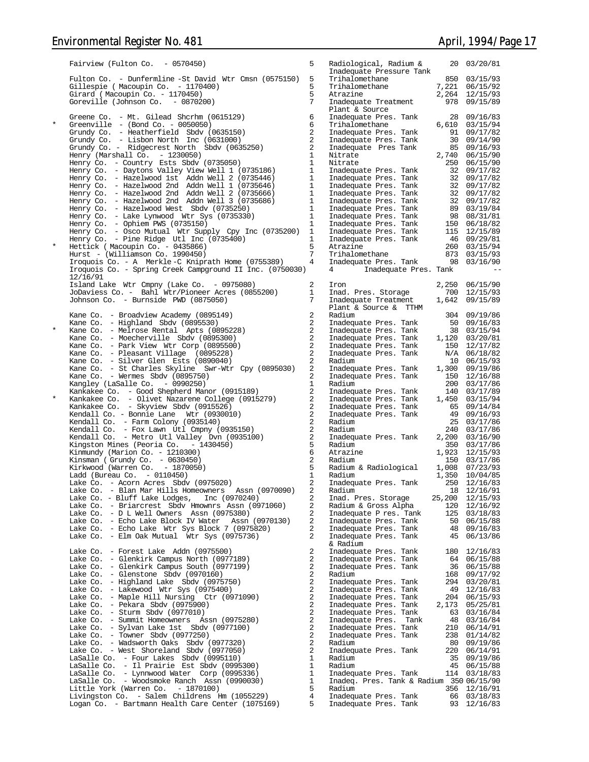| | Facility | Region | Violation | Population | Date |
|---|---|---|---|---|---|
| | Fairview (Fulton Co. - 0570450) | 5 | Radiological, Radium & Inadequate Pressure Tank | 20 | 03/20/81 |
| | Fulton Co. - Dunfermline -St David Wtr Cmsn (0575150) | 5 | Trihalomethane | 850 | 03/15/93 |
| | Gillespie ( Macoupin Co. - 1170400) | 5 | Trihalomethane | 7,221 | 06/15/92 |
| | Girard ( Macoupin Co. - 1170450) | 5 | Atrazine | 2,264 | 12/15/93 |
| | Goreville (Johnson Co. - 0870200) | 7 | Inadequate Treatment Plant & Source | 978 | 09/15/89 |
| | Greene Co. - Mt. Gilead Shcrhm (0615129) | 6 | Inadequate Pres. Tank | 28 | 09/16/83 |
| * | Greenville - (Bond Co. - 0050050) | 6 | Trihalomethane | 6,610 | 03/15/94 |
| | Grundy Co. - Heatherfield Sbdv (0635150) | 2 | Inadequate Pres. Tank | 91 | 09/17/82 |
| | Grundy Co. - Lisbon North Inc (0631000) | 2 | Inadequate Pres. Tank | 30 | 09/14/90 |
| | Grundy Co. - Ridgecrest North Sbdv (0635250) | 2 | Inadequate Pres Tank | 85 | 09/16/93 |
| | Henry (Marshall Co. - 1230050) | 1 | Nitrate | 2,740 | 06/15/90 |
| | Henry Co. - Country Ests Sbdv (0735050) | 1 | Nitrate | 250 | 06/15/90 |
| | Henry Co. - Daytons Valley View Well 1 (0735186) | 1 | Inadequate Pres. Tank | 32 | 09/17/82 |
| | Henry Co. - Hazelwood 1st Addn Well 2 (0735446) | 1 | Inadequate Pres. Tank | 32 | 09/17/82 |
| | Henry Co. - Hazelwood 2nd Addn Well 1 (0735646) | 1 | Inadequate Pres. Tank | 32 | 09/17/82 |
| | Henry Co. - Hazelwood 2nd Addn Well 2 (0735666) | 1 | Inadequate Pres. Tank | 32 | 09/17/82 |
| | Henry Co. - Hazelwood 2nd Addn Well 3 (0735686) | 1 | Inadequate Pres. Tank | 32 | 09/17/82 |
| | Henry Co. - Hazelwood West Sbdv (0735250) | 1 | Inadequate Pres. Tank | 89 | 03/19/84 |
| | Henry Co. - Lake Lynwood Wtr Sys (0735330) | 1 | Inadequate Pres. Tank | 98 | 08/31/81 |
| | Henry Co. - Ophiem PWS (0735150) | 1 | Inadequate Pres. Tank | 150 | 06/18/82 |
| | Henry Co. - Osco Mutual Wtr Supply Cpy Inc (0735200) | 1 | Inadequate Pres. Tank | 115 | 12/15/89 |
| | Henry Co. - Pine Ridge Utl Inc (0735400) | 1 | Inadequate Pres. Tank | 46 | 09/29/81 |
| * | Hettick ( Macoupin Co. - 0435866) | 5 | Atrazine | 260 | 03/15/94 |
| | Hurst - (Williamson Co. 1990450) | 7 | Trihalomethane | 873 | 03/15/93 |
| | Iroquois Co. - A Merkle-C Kniprath Home (0755389) | 4 | Inadequate Pres. Tank | 98 | 03/16/90 |
| | Iroquois Co. - Spring Creek Campground II Inc. (0750030) 12/16/91 | 4 | Inadequate Pres. Tank | | -- |
| | Island Lake Wtr Cmpny (Lake Co. - 0975080) | 2 | Iron | 2,250 | 06/15/90 |
| | JoDaviess Co. - Bahl Wtr/Pioneer Acres (0855200) | 1 | Inad. Pres. Storage | 700 | 12/15/93 |
| | Johnson Co. - Burnside PWD (0875050) | 7 | Inadequate Treatment Plant & Source & TTHM | 1,642 | 09/15/89 |
| | Kane Co. - Broadview Academy (0895149) | 2 | Radium | 304 | 09/19/86 |
| | Kane Co. - Highland Sbdv (0895530) | 2 | Inadequate Pres. Tank | 50 | 09/16/83 |
| * | Kane Co. - Melrose Rental Apts (0895228) | 2 | Inadequate Pres. Tank | 38 | 03/15/94 |
| | Kane Co. - Moecherville Sbdv (0895300) | 2 | Inadequate Pres. Tank | 1,120 | 03/20/81 |
| | Kane Co. - Park View Wtr Corp (0895500) | 2 | Inadequate Pres. Tank | 150 | 12/17/82 |
| | Kane Co. - Pleasant Village (0895228) | 2 | Inadequate Pres. Tank | N/A | 06/18/82 |
| | Kane Co. - Silver Glen Ests (0890040) | 2 | Radium | 10 | 06/15/93 |
| | Kane Co. - St Charles Skyline Swr-Wtr Cpy (0895030) | 2 | Inadequate Pres. Tank | 1,300 | 09/19/86 |
| | Kane Co. - Wermes Sbdv (0895750) | 2 | Inadequate Pres. Tank | 150 | 12/16/88 |
| | Kangley (LaSalle Co. - 0990250) | 1 | Radium | 200 | 03/17/86 |
| | Kankakee Co. - Good Shepherd Manor (0915189) | 2 | Inadequate Pres. Tank | 140 | 03/17/89 |
| * | Kankakee Co. - Olivet Nazarene College (0915279) | 2 | Inadequate Pres. Tank | 1,450 | 03/15/94 |
| | Kankakee Co. - Skyview Sbdv (0915526) | 2 | Inadequate Pres. Tank | 65 | 09/14/84 |
| | Kendall Co. - Bonnie Lane Wtr (0930010) | 2 | Inadequate Pres. Tank | 49 | 09/16/93 |
| | Kendall Co. - Farm Colony (0935140) | 2 | Radium | 25 | 03/17/86 |
| | Kendall Co. - Fox Lawn Utl Cmpny (0935150) | 2 | Radium | 240 | 03/17/86 |
| | Kendall Co. - Metro Utl Valley Dvn (0935100) | 2 | Inadequate Pres. Tank | 2,200 | 03/16/90 |
| | Kingston Mines (Peoria Co. - 1430450) | 5 | Radium | 350 | 03/17/86 |
| | Kinmundy (Marion Co. - 1210300) | 6 | Atrazine | 1,923 | 12/15/93 |
| | Kinsman ( Grundy Co. - 0630450) | 2 | Radium | 150 | 03/17/86 |
| | Kirkwood (Warren Co. - 1870050) | 5 | Radium & Radiological | 1,008 | 07/23/93 |
| | Ladd (Bureau Co. - 0110450) | 1 | Radium | 1,350 | 10/04/85 |
| | Lake Co. - Acorn Acres Sbdv (0975020) | 2 | Inadequate Pres. Tank | 250 | 12/16/83 |
| | Lake Co. - Blan Mar Hills Homeowners Assn (0970090) | 2 | Radium | 18 | 12/16/91 |
| | Lake Co. - Bluff Lake Lodges, Inc (0970240) | 2 | Inad. Pres. Storage | 25,200 | 12/15/93 |
| | Lake Co. - Briarcrest Sbdv Hmownrs Assn (0971060) | 2 | Radium & Gross Alpha | 120 | 12/16/92 |
| | Lake Co. - D L Well Owners Assn (0975380) | 2 | Inadequate P res. Tank | 125 | 03/18/83 |
| | Lake Co. - Echo Lake Block IV Water Assn (0970130) | 2 | Inadequate Pres. Tank | 50 | 06/15/88 |
| | Lake Co. - Echo Lake Wtr Sys Block 7 (0975820) | 2 | Inadequate Pres. Tank | 48 | 09/16/83 |
| | Lake Co. - Elm Oak Mutual Wtr Sys (0975736) | 2 | Inadequate Pres. Tank & Radium | 45 | 06/13/86 |
| | Lake Co. - Forest Lake Addn (0975500) | 2 | Inadequate Pres. Tank | 180 | 12/16/83 |
| | Lake Co. - Glenkirk Campus North (0977189) | 2 | Inadequate Pres. Tank | 64 | 06/15/88 |
| | Lake Co. - Glenkirk Campus South (0977199) | 2 | Inadequate Pres. Tank | 36 | 06/15/88 |
| | Lake Co. - Glenstone Sbdv (0970160) | 2 | Radium | 168 | 09/17/92 |
| | Lake Co. - Highland Lake Sbdv (0975750) | 2 | Inadequate Pres. Tank | 294 | 03/20/81 |
| | Lake Co. - Lakewood Wtr Sys (0975400) | 2 | Inadequate Pres. Tank | 49 | 12/16/83 |
| | Lake Co. - Maple Hill Nursing Ctr (0971090) | 2 | Inadequate Pres. Tank | 204 | 06/15/93 |
| | Lake Co. - Pekara Sbdv (0975900) | 2 | Inadequate Pres. Tank | 2,173 | 05/25/81 |
| | Lake Co. - Sturm Sbdv (0977010) | 2 | Inadequate Pres. Tank | 63 | 03/16/84 |
| | Lake Co. - Summit Homeowners Assn (0975280) | 2 | Inadequate Pres. Tank | 48 | 03/16/84 |
| | Lake Co. - Sylvan Lake 1st Sbdv (0977100) | 2 | Inadequate Pres. Tank | 210 | 06/14/91 |
| | Lake Co. - Towner Sbdv (0977250) | 2 | Inadequate Pres. Tank | 238 | 01/14/82 |
| | Lake Co. - Wadsworth Oaks Sbdv (0977320) | 2 | Radium | 80 | 09/19/86 |
| | Lake Co. - West Shoreland Sbdv (0977050) | 2 | Inadequate Pres. Tank | 220 | 06/14/91 |
| | LaSalle Co. - Four Lakes Sbdv (0995110) | 1 | Radium | 35 | 09/19/86 |
| | LaSalle Co. - Il Prairie Est Sbdv (0995300) | 1 | Radium | 45 | 06/15/88 |
| | LaSalle Co. - Lynnwood Water Corp (0995336) | 1 | Inadequate Pres. Tank | 114 | 03/18/83 |
| | LaSalle Co. - Woodsmoke Ranch Assn (0990030) | 1 | Inadeq. Pres. Tank & Radium | 350 | 06/15/90 |
| | Little York (Warren Co. - 1870100) | 5 | Radium | 356 | 12/16/91 |
| | Livingston Co. - Salem Childrens Hm (1055229) | 4 | Inadequate Pres. Tank | 66 | 03/18/83 |
| | Logan Co. - Bartmann Health Care Center (1075169) | 5 | Inadequate Pres. Tank | 93 | 12/16/83 |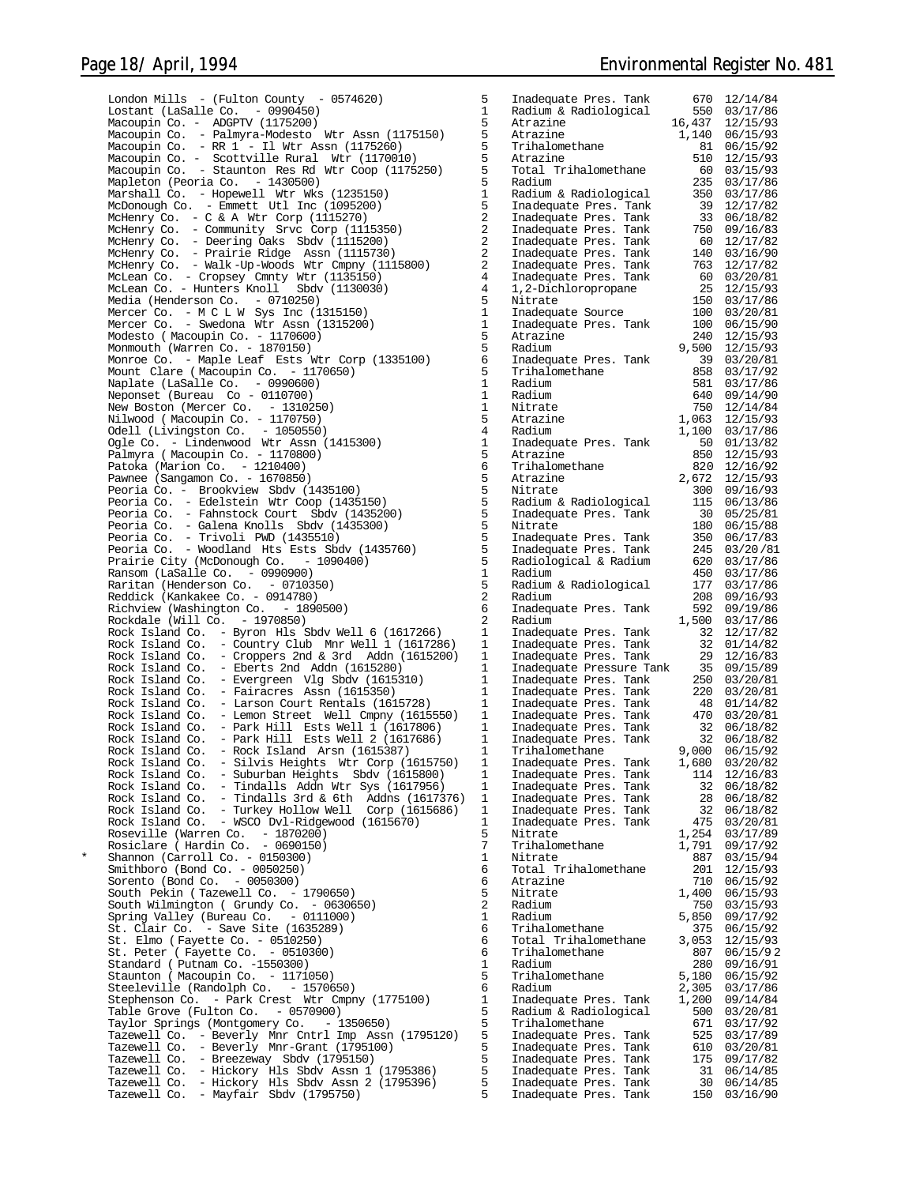| | | | | |
|---|---|---|---|---|
| London Mills - (Fulton County - 0574620) | 5 | Inadequate Pres. Tank | 670 | 12/14/84 |
| Lostant (LaSalle Co. - 0990450) | 1 | Radium & Radiological | 550 | 03/17/86 |
| Macoupin Co. - ADGPTV (1175200) | 5 | Atrazine | 16,437 | 12/15/93 |
| Macoupin Co. - Palmyra-Modesto Wtr Assn (1175150) | 5 | Atrazine | 1,140 | 06/15/93 |
| Macoupin Co. - RR 1 - Il Wtr Assn (1175260) | 5 | Trihalomethane | 81 | 06/15/92 |
| Macoupin Co. - Scottville Rural Wtr (1170010) | 5 | Atrazine | 510 | 12/15/93 |
| Macoupin Co. - Staunton Res Rd Wtr Coop (1175250) | 5 | Total Trihalomethane | 60 | 03/15/93 |
| Mapleton (Peoria Co. - 1430500) | 5 | Radium | 235 | 03/17/86 |
| Marshall Co. - Hopewell Wtr Wks (1235150) | 1 | Radium & Radiological | 350 | 03/17/86 |
| McDonough Co. - Emmett Utl Inc (1095200) | 5 | Inadequate Pres. Tank | 39 | 12/17/82 |
| McHenry Co. - C & A Wtr Corp (1115270) | 2 | Inadequate Pres. Tank | 33 | 06/18/82 |
| McHenry Co. - Community Srvc Corp (1115350) | 2 | Inadequate Pres. Tank | 750 | 09/16/83 |
| McHenry Co. - Deering Oaks Sbdv (1115200) | 2 | Inadequate Pres. Tank | 60 | 12/17/82 |
| McHenry Co. - Prairie Ridge Assn (1115730) | 2 | Inadequate Pres. Tank | 140 | 03/16/90 |
| McHenry Co. - Walk-Up-Woods Wtr Cmpny (1115800) | 2 | Inadequate Pres. Tank | 763 | 12/17/82 |
| McLean Co. - Cropsey Cmnty Wtr (1135150) | 4 | Inadequate Pres. Tank | 60 | 03/20/81 |
| McLean Co. - Hunters Knoll Sbdv (1130030) | 4 | 1,2-Dichloropropane | 25 | 12/15/93 |
| Media (Henderson Co. - 0710250) | 5 | Nitrate | 150 | 03/17/86 |
| Mercer Co. - M C L W Sys Inc (1315150) | 1 | Inadequate Source | 100 | 03/20/81 |
| Mercer Co. - Swedona Wtr Assn (1315200) | 1 | Inadequate Pres. Tank | 100 | 06/15/90 |
| Modesto ( Macoupin Co. - 1170600) | 5 | Atrazine | 240 | 12/15/93 |
| Monmouth (Warren Co. - 1870150) | 5 | Radium | 9,500 | 12/15/93 |
| Monroe Co. - Maple Leaf Ests Wtr Corp (1335100) | 6 | Inadequate Pres. Tank | 39 | 03/20/81 |
| Mount Clare ( Macoupin Co. - 1170650) | 5 | Trihalomethane | 858 | 03/17/92 |
| Naplate (LaSalle Co. - 0990600) | 1 | Radium | 581 | 03/17/86 |
| Neponset (Bureau Co - 0110700) | 1 | Radium | 640 | 09/14/90 |
| New Boston (Mercer Co. - 1310250) | 1 | Nitrate | 750 | 12/14/84 |
| Nilwood ( Macoupin Co. - 1170750) | 5 | Atrazine | 1,063 | 12/15/93 |
| Odell (Livingston Co. - 1050550) | 4 | Radium | 1,100 | 03/17/86 |
| Ogle Co. - Lindenwood Wtr Assn (1415300) | 1 | Inadequate Pres. Tank | 50 | 01/13/82 |
| Palmyra ( Macoupin Co. - 1170800) | 5 | Atrazine | 850 | 12/15/93 |
| Patoka (Marion Co. - 1210400) | 6 | Trihalomethane | 820 | 12/16/92 |
| Pawnee (Sangamon Co. - 1670850) | 5 | Atrazine | 2,672 | 12/15/93 |
| Peoria Co. - Brookview Sbdv (1435100) | 5 | Nitrate | 300 | 09/16/93 |
| Peoria Co. - Edelstein Wtr Coop (1435150) | 5 | Radium & Radiological | 115 | 06/13/86 |
| Peoria Co. - Fahnstock Court Sbdv (1435200) | 5 | Inadequate Pres. Tank | 30 | 05/25/81 |
| Peoria Co. - Galena Knolls Sbdv (1435300) | 5 | Nitrate | 180 | 06/15/88 |
| Peoria Co. - Trivoli PWD (1435510) | 5 | Inadequate Pres. Tank | 350 | 06/17/83 |
| Peoria Co. - Woodland Hts Ests Sbdv (1435760) | 5 | Inadequate Pres. Tank | 245 | 03/20/81 |
| Prairie City (McDonough Co. - 1090400) | 5 | Radiological & Radium | 620 | 03/17/86 |
| Ransom (LaSalle Co. - 0990900) | 1 | Radium | 450 | 03/17/86 |
| Raritan (Henderson Co. - 0710350) | 5 | Radium & Radiological | 177 | 03/17/86 |
| Reddick (Kankakee Co. - 0914780) | 2 | Radium | 208 | 09/16/93 |
| Richview (Washington Co. - 1890500) | 6 | Inadequate Pres. Tank | 592 | 09/19/86 |
| Rockdale (Will Co. - 1970850) | 2 | Radium | 1,500 | 03/17/86 |
| Rock Island Co. - Byron Hls Sbdv Well 6 (1617266) | 1 | Inadequate Pres. Tank | 32 | 12/17/82 |
| Rock Island Co. - Country Club Mnr Well 1 (1617286) | 1 | Inadequate Pres. Tank | 32 | 01/14/82 |
| Rock Island Co. - Croppers 2nd & 3rd Addn (1615200) | 1 | Inadequate Pres. Tank | 29 | 12/16/83 |
| Rock Island Co. - Eberts 2nd Addn (1615280) | 1 | Inadequate Pressure Tank | 35 | 09/15/89 |
| Rock Island Co. - Evergreen Vlg Sbdv (1615310) | 1 | Inadequate Pres. Tank | 250 | 03/20/81 |
| Rock Island Co. - Fairacres Assn (1615350) | 1 | Inadequate Pres. Tank | 220 | 03/20/81 |
| Rock Island Co. - Larson Court Rentals (1615728) | 1 | Inadequate Pres. Tank | 48 | 01/14/82 |
| Rock Island Co. - Lemon Street Well Cmpny (1615550) | 1 | Inadequate Pres. Tank | 470 | 03/20/81 |
| Rock Island Co. - Park Hill Ests Well 1 (1617806) | 1 | Inadequate Pres. Tank | 32 | 06/18/82 |
| Rock Island Co. - Park Hill Ests Well 2 (1617686) | 1 | Inadequate Pres. Tank | 32 | 06/18/82 |
| Rock Island Co. - Rock Island Arsn (1615387) | 1 | Trihalomethane | 9,000 | 06/15/92 |
| Rock Island Co. - Silvis Heights Wtr Corp (1615750) | 1 | Inadequate Pres. Tank | 1,680 | 03/20/82 |
| Rock Island Co. - Suburban Heights Sbdv (1615800) | 1 | Inadequate Pres. Tank | 114 | 12/16/83 |
| Rock Island Co. - Tindalls Addn Wtr Sys (1617956) | 1 | Inadequate Pres. Tank | 32 | 06/18/82 |
| Rock Island Co. - Tindalls 3rd & 6th Addns (1617376) | 1 | Inadequate Pres. Tank | 28 | 06/18/82 |
| Rock Island Co. - Turkey Hollow Well Corp (1615686) | 1 | Inadequate Pres. Tank | 32 | 06/18/82 |
| Rock Island Co. - WSCO Dvl-Ridgewood (1615670) | 1 | Inadequate Pres. Tank | 475 | 03/20/81 |
| Roseville (Warren Co. - 1870200) | 5 | Nitrate | 1,254 | 03/17/89 |
| Rosiclare ( Hardin Co. - 0690150) | 7 | Trihalomethane | 1,791 | 09/17/92 |
| * Shannon (Carroll Co. - 0150300) | 1 | Nitrate | 887 | 03/15/94 |
| Smithboro (Bond Co. - 0050250) | 6 | Total Trihalomethane | 201 | 12/15/93 |
| Sorento (Bond Co. - 0050300) | 6 | Atrazine | 710 | 06/15/92 |
| South Pekin ( Tazewell Co. - 1790650) | 5 | Nitrate | 1,400 | 06/15/93 |
| South Wilmington ( Grundy Co. - 0630650) | 2 | Radium | 750 | 03/15/93 |
| Spring Valley (Bureau Co. - 0111000) | 1 | Radium | 5,850 | 09/17/92 |
| St. Clair Co. - Save Site (1635289) | 6 | Trihalomethane | 375 | 06/15/92 |
| St. Elmo ( Fayette Co. - 0510250) | 6 | Total Trihalomethane | 3,053 | 12/15/93 |
| St. Peter ( Fayette Co. - 0510300) | 6 | Trihalomethane | 807 | 06/15/9 2 |
| Standard ( Putnam Co. -1550300) | 1 | Radium | 280 | 09/16/91 |
| Staunton ( Macoupin Co. - 1171050) | 5 | Trihalomethane | 5,180 | 06/15/92 |
| Steeleville (Randolph Co. - 1570650) | 6 | Radium | 2,305 | 03/17/86 |
| Stephenson Co. - Park Crest Wtr Cmpny (1775100) | 1 | Inadequate Pres. Tank | 1,200 | 09/14/84 |
| Table Grove (Fulton Co. - 0570900) | 5 | Radium & Radiological | 500 | 03/20/81 |
| Taylor Springs (Montgomery Co. - 1350650) | 5 | Trihalomethane | 671 | 03/17/92 |
| Tazewell Co. - Beverly Mnr Cntrl Imp Assn (1795120) | 5 | Inadequate Pres. Tank | 525 | 03/17/89 |
| Tazewell Co. - Beverly Mnr-Grant (1795100) | 5 | Inadequate Pres. Tank | 610 | 03/20/81 |
| Tazewell Co. - Breezeway Sbdv (1795150) | 5 | Inadequate Pres. Tank | 175 | 09/17/82 |
| Tazewell Co. - Hickory Hls Sbdv Assn 1 (1795386) | 5 | Inadequate Pres. Tank | 31 | 06/14/85 |
| Tazewell Co. - Hickory Hls Sbdv Assn 2 (1795396) | 5 | Inadequate Pres. Tank | 30 | 06/14/85 |
| Tazewell Co. - Mayfair Sbdv (1795750) | 5 | Inadequate Pres. Tank | 150 | 03/16/90 |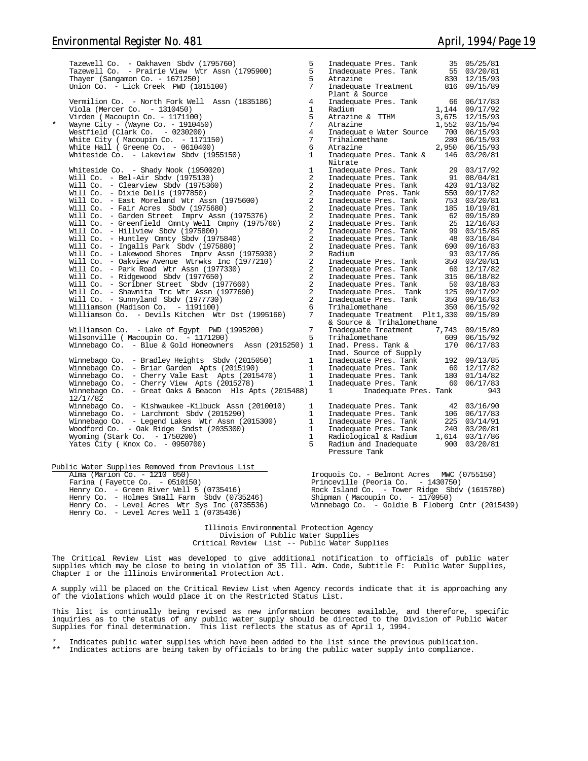| | Public Water Supply | Region | Violation | Population | Date |
|---|---|---|---|---|---|
| | Tazewell Co. - Oakhaven Sbdv (1795760) | 5 | Inadequate Pres. Tank | 35 | 05/25/81 |
| | Tazewell Co. - Prairie View Wtr Assn (1795900) | 5 | Inadequate Pres. Tank | 55 | 03/20/81 |
| | Thayer (Sangamon Co. - 1671250) | 5 | Atrazine | 830 | 12/15/93 |
| | Union Co. - Lick Creek PWD (1815100) | 7 | Inadequate Treatment Plant & Source | 816 | 09/15/89 |
| | Vermilion Co. - North Fork Well Assn (1835186) | 4 | Inadequate Pres. Tank | 66 | 06/17/83 |
| | Viola (Mercer Co. - 1310450) | 1 | Radium | 1,144 | 09/17/92 |
| | Virden ( Macoupin Co. - 1171100) | 5 | Atrazine & TTHM | 3,675 | 12/15/93 |
| * | Wayne City - (Wayne Co. - 1910450) | 7 | Atrazine | 1,552 | 03/15/94 |
| | Westfield (Clark Co. - 0230200) | 4 | Inadequat e Water Source | 700 | 06/15/93 |
| | White City ( Macoupin Co. - 1171150) | 7 | Trihalomethane | 280 | 06/15/93 |
| | White Hall ( Greene Co. - 0610400) | 6 | Atrazine | 2,950 | 06/15/93 |
| | Whiteside Co. - Lakeview Sbdv (1955150) | 1 | Inadequate Pres. Tank & Nitrate | 146 | 03/20/81 |
| | Whiteside Co. - Shady Nook (1950020) | 1 | Inadequate Pres. Tank | 29 | 03/17/92 |
| | Will Co. - Bel-Air Sbdv (1975130) | 2 | Inadequate Pres. Tank | 91 | 08/04/81 |
| | Will Co. - Clearview Sbdv (1975360) | 2 | Inadequate Pres. Tank | 420 | 01/13/82 |
| | Will Co. - Dixie Dells (1977850) | 2 | Inadequate Pres. Tank | 550 | 09/17/82 |
| | Will Co. - East Moreland Wtr Assn (1975600) | 2 | Inadequate Pres. Tank | 753 | 03/20/81 |
| | Will Co. - Fair Acres Sbdv (1975680) | 2 | Inadequate Pres. Tank | 185 | 10/19/81 |
| | Will Co. - Garden Street Imprv Assn (1975376) | 2 | Inadequate Pres. Tank | 62 | 09/15/89 |
| | Will Co. - Greenfield Cmnty Well Cmpny (1975760) | 2 | Inadequate Pres. Tank | 25 | 12/16/83 |
| | Will Co. - Hillview Sbdv (1975800) | 2 | Inadequate Pres. Tank | 99 | 03/15/85 |
| | Will Co. - Huntley Cmnty Sbdv (1975840) | 2 | Inadequate Pres. Tank | 48 | 03/16/84 |
| | Will Co. - Ingalls Park Sbdv (1975880) | 2 | Inadequate Pres. Tank | 690 | 09/16/83 |
| | Will Co. - Lakewood Shores Imprv Assn (1975930) | 2 | Radium | 93 | 03/17/86 |
| | Will Co. - Oakview Avenue Wtrwks Inc (1977210) | 2 | Inadequate Pres. Tank | 350 | 03/20/81 |
| | Will Co. - Park Road Wtr Assn (1977330) | 2 | Inadequate Pres. Tank | 60 | 12/17/82 |
| | Will Co. - Ridgewood Sbdv (1977650) | 2 | Inadequate Pres. Tank | 315 | 06/18/82 |
| | Will Co. - Scribner Street Sbdv (1977660) | 2 | Inadequate Pres. Tank | 50 | 03/18/83 |
| | Will Co. - Shawnita Trc Wtr Assn (1977690) | 2 | Inadequate Pres. Tank | 125 | 09/17/92 |
| | Will Co. - Sunnyland Sbdv (1977730) | 2 | Inadequate Pres. Tank | 350 | 09/16/83 |
| | Williamson (Madison Co. - 1191100) | 6 | Trihalomethane | 350 | 06/15/92 |
| | Williamson Co. - Devils Kitchen Wtr Dst (1995160) | 7 | Inadequate Treatment Plt & Source & Trihalomethane | 1,330 | 09/15/89 |
| | Williamson Co. - Lake of Egypt PWD (1995200) | 7 | Inadequate Treatment | 7,743 | 09/15/89 |
| | Wilsonville ( Macoupin Co. - 1171200) | 5 | Trihalomethane | 609 | 06/15/92 |
| | Winnebago Co. - Blue & Gold Homeowners Assn (2015250) | 1 | Inad. Press. Tank & Inad. Source of Supply | 170 | 06/17/83 |
| | Winnebago Co. - Bradley Heights Sbdv (2015050) | 1 | Inadequate Pres. Tank | 192 | 09/13/85 |
| | Winnebago Co. - Briar Garden Apts (2015190) | 1 | Inadequate Pres. Tank | 60 | 12/17/82 |
| | Winnebago Co. - Cherry Vale East Apts (2015470) | 1 | Inadequate Pres. Tank | 180 | 01/14/82 |
| | Winnebago Co. - Cherry View Apts (2015278) | 1 | Inadequate Pres. Tank | 60 | 06/17/83 |
| | Winnebago Co. - Great Oaks & Beacon Hls Apts (2015488) | 1 | Inadequate Pres. Tank | 943 | 12/17/82 |
| | Winnebago Co. - Kishwaukee -Kilbuck Assn (2010010) | 1 | Inadequate Pres. Tank | 42 | 03/16/90 |
| | Winnebago Co. - Larchmont Sbdv (2015290) | 1 | Inadequate Pres. Tank | 106 | 06/17/83 |
| | Winnebago Co. - Legend Lakes Wtr Assn (2015300) | 1 | Inadequate Pres. Tank | 225 | 03/14/91 |
| | Woodford Co. - Oak Ridge Sndst (2035300) | 1 | Inadequate Pres. Tank | 240 | 03/20/81 |
| | Wyoming (Stark Co. - 1750200) | 1 | Radiological & Radium | 1,614 | 03/17/86 |
| | Yates City ( Knox Co. - 0950700) | 5 | Radium and Inadequate Pressure Tank | 900 | 03/20/81 |

Public Water Supplies Removed from Previous List

- Alma (Marion Co. - 1210 050)
- Farina ( Fayette Co. - 0510150)
- Henry Co. - Green River Well 5 (0735416)
- Henry Co. - Holmes Small Farm Sbdv (0735246)
- Henry Co. - Level Acres Wtr Sys Inc (0735536)
- Henry Co. - Level Acres Well 1 (0735436)
- Iroquois Co. - Belmont Acres MWC (0755150)
- Princeville (Peoria Co. - 1430750)
- Rock Island Co. - Tower Ridge Sbdv (1615780)
- Shipman ( Macoupin Co. - 1170950)
- Winnebago Co. - Goldie B Floberg Cntr (2015439)

Illinois Environmental Protection Agency
Division of Public Water Supplies
Critical Review List -- Public Water Supplies

The Critical Review List was developed to give additional notification to officials of public water supplies which may be close to being in violation of 35 Ill. Adm. Code, Subtitle F: Public Water Supplies, Chapter I or the Illinois Environmental Protection Act.

A supply will be placed on the Critical Review List when Agency records indicate that it is approaching any of the violations which would place it on the Restricted Status List.

This list is continually being revised as new information becomes available, and therefore, specific inquiries as to the status of any public water supply should be directed to the Division of Public Water Supplies for final determination. This list reflects the status as of April 1, 1994.

\* Indicates public water supplies which have been added to the list since the previous publication.
\*\* Indicates actions are being taken by officials to bring the public water supply into compliance.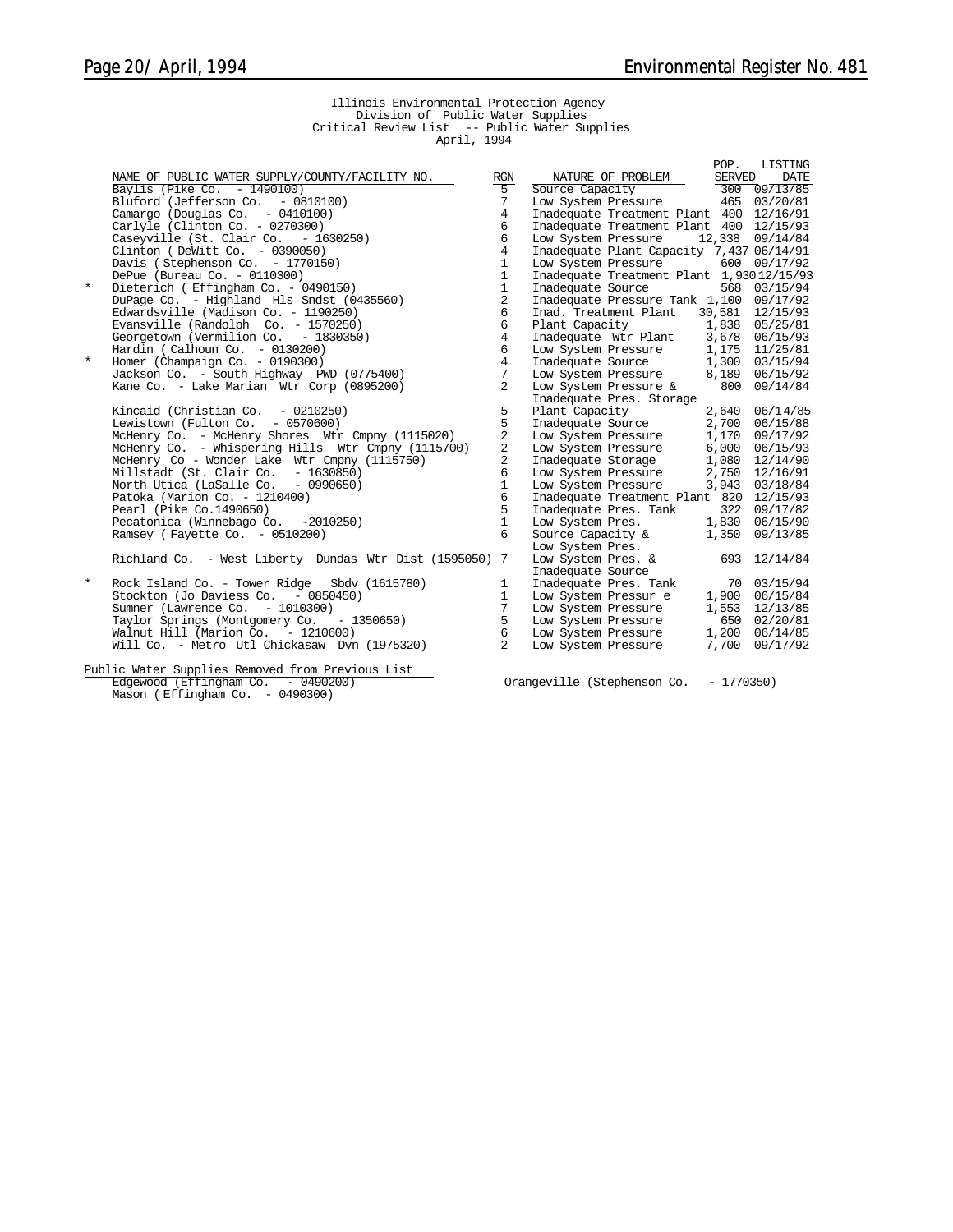Illinois Environmental Protection Agency
Division of Public Water Supplies
Critical Review List -- Public Water Supplies
April, 1994

| | NAME OF PUBLIC WATER SUPPLY/COUNTY/FACILITY NO. | RGN | NATURE OF PROBLEM | POP. SERVED | LISTING DATE |
|---|---|---|---|---|---|
| | Baylis (Pike Co. - 1490100) | 5 | Source Capacity | 300 | 09/13/85 |
| | Bluford (Jefferson Co. - 0810100) | 7 | Low System Pressure | 465 | 03/20/81 |
| | Camargo (Douglas Co. - 0410100) | 4 | Inadequate Treatment Plant | 400 | 12/16/91 |
| | Carlyle (Clinton Co. - 0270300) | 6 | Inadequate Treatment Plant | 400 | 12/15/93 |
| | Caseyville (St. Clair Co. - 1630250) | 6 | Low System Pressure | 12,338 | 09/14/84 |
| | Clinton ( DeWitt Co. - 0390050) | 4 | Inadequate Plant Capacity | 7,437 | 06/14/91 |
| | Davis ( Stephenson Co. - 1770150) | 1 | Low System Pressure | 600 | 09/17/92 |
| | DePue (Bureau Co. - 0110300) | 1 | Inadequate Treatment Plant | 1,930 | 12/15/93 |
| * | Dieterich ( Effingham Co. - 0490150) | 1 | Inadequate Source | 568 | 03/15/94 |
| | DuPage Co. - Highland Hls Sndst (0435560) | 2 | Inadequate Pressure Tank | 1,100 | 09/17/92 |
| | Edwardsville (Madison Co. - 1190250) | 6 | Inad. Treatment Plant | 30,581 | 12/15/93 |
| | Evansville (Randolph Co. - 1570250) | 6 | Plant Capacity | 1,838 | 05/25/81 |
| | Georgetown (Vermilion Co. - 1830350) | 4 | Inadequate Wtr Plant | 3,678 | 06/15/93 |
| | Hardin ( Calhoun Co. - 0130200) | 6 | Low System Pressure | 1,175 | 11/25/81 |
| * | Homer (Champaign Co. - 0190300) | 4 | Inadequate Source | 1,300 | 03/15/94 |
| | Jackson Co. - South Highway PWD (0775400) | 7 | Low System Pressure | 8,189 | 06/15/92 |
| | Kane Co. - Lake Marian Wtr Corp (0895200) | 2 | Low System Pressure & Inadequate Pres. Storage | 800 | 09/14/84 |
| | Kincaid (Christian Co. - 0210250) | 5 | Plant Capacity | 2,640 | 06/14/85 |
| | Lewistown (Fulton Co. - 0570600) | 5 | Inadequate Source | 2,700 | 06/15/88 |
| | McHenry Co. - McHenry Shores Wtr Cmpny (1115020) | 2 | Low System Pressure | 1,170 | 09/17/92 |
| | McHenry Co. - Whispering Hills Wtr Cmpny (1115700) | 2 | Low System Pressure | 6,000 | 06/15/93 |
| | McHenry Co - Wonder Lake Wtr Cmpny (1115750) | 2 | Inadequate Storage | 1,080 | 12/14/90 |
| | Millstadt (St. Clair Co. - 1630850) | 6 | Low System Pressure | 2,750 | 12/16/91 |
| | North Utica (LaSalle Co. - 0990650) | 1 | Low System Pressure | 3,943 | 03/18/84 |
| | Patoka (Marion Co. - 1210400) | 6 | Inadequate Treatment Plant | 820 | 12/15/93 |
| | Pearl (Pike Co.1490650) | 5 | Inadequate Pres. Tank | 322 | 09/17/82 |
| | Pecatonica (Winnebago Co. -2010250) | 1 | Low System Pres. | 1,830 | 06/15/90 |
| | Ramsey ( Fayette Co. - 0510200) | 6 | Source Capacity & Low System Pres. | 1,350 | 09/13/85 |
| | Richland Co. - West Liberty Dundas Wtr Dist (1595050) | 7 | Low System Pres. & Inadequate Source | 693 | 12/14/84 |
| * | Rock Island Co. - Tower Ridge Sbdv (1615780) | 1 | Inadequate Pres. Tank | 70 | 03/15/94 |
| | Stockton (Jo Daviess Co. - 0850450) | 1 | Low System Pressur e | 1,900 | 06/15/84 |
| | Sumner (Lawrence Co. - 1010300) | 7 | Low System Pressure | 1,553 | 12/13/85 |
| | Taylor Springs (Montgomery Co. - 1350650) | 5 | Low System Pressure | 650 | 02/20/81 |
| | Walnut Hill (Marion Co. - 1210600) | 6 | Low System Pressure | 1,200 | 06/14/85 |
| | Will Co. - Metro Utl Chickasaw Dvn (1975320) | 2 | Low System Pressure | 7,700 | 09/17/92 |

Public Water Supplies Removed from Previous List

- Edgewood (Effingham Co. - 0490200)
- Mason ( Effingham Co. - 0490300)
- Orangeville (Stephenson Co. - 1770350)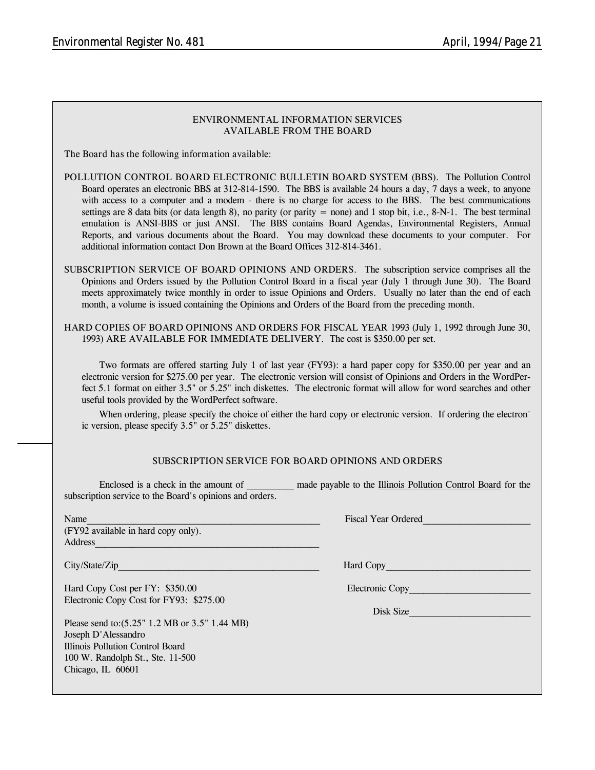## ENVIRONMENTAL INFORMATION SERVICES AVAILABLE FROM THE BOARD

The Board has the following information available:

POLLUTION CONTROL BOARD ELECTRONIC BULLETIN BOARD SYSTEM (BBS). The Pollution Control Board operates an electronic BBS at 312-814-1590. The BBS is available 24 hours a day, 7 days a week, to anyone with access to a computer and a modem - there is no charge for access to the BBS. The best communications settings are 8 data bits (or data length 8), no parity (or parity = none) and 1 stop bit, i.e., 8-N-1. The best terminal emulation is ANSI-BBS or just ANSI. The BBS contains Board Agendas, Environmental Registers, Annual Reports, and various documents about the Board. You may download these documents to your computer. For additional information contact Don Brown at the Board Offices 312-814-3461.

SUBSCRIPTION SERVICE OF BOARD OPINIONS AND ORDERS. The subscription service comprises all the Opinions and Orders issued by the Pollution Control Board in a fiscal year (July 1 through June 30). The Board meets approximately twice monthly in order to issue Opinions and Orders. Usually no later than the end of each month, a volume is issued containing the Opinions and Orders of the Board from the preceding month.

HARD COPIES OF BOARD OPINIONS AND ORDERS FOR FISCAL YEAR 1993 (July 1, 1992 through June 30, 1993) ARE AVAILABLE FOR IMMEDIATE DELIVERY. The cost is $350.00 per set.

Two formats are offered starting July 1 of last year (FY93): a hard paper copy for $350.00 per year and an electronic version for $275.00 per year. The electronic version will consist of Opinions and Orders in the WordPerfect 5.1 format on either 3.5" or 5.25" inch diskettes. The electronic format will allow for word searches and other useful tools provided by the WordPerfect software.

When ordering, please specify the choice of either the hard copy or electronic version. If ordering the electronic version, please specify 3.5" or 5.25" diskettes.

---

## SUBSCRIPTION SERVICE FOR BOARD OPINIONS AND ORDERS

Enclosed is a check in the amount of _________ made payable to the Illinois Pollution Control Board for the subscription service to the Board's opinions and orders.

Name_______________________________________________ Fiscal Year Ordered_____________________
(FY92 available in hard copy only).
Address_____________________________________________

City/State/Zip_________________________________________ Hard Copy_____________________________

Hard Copy Cost per FY: $350.00 Electronic Copy________________________
Electronic Copy Cost for FY93: $275.00
Disk Size________________________

Please send to:(5.25" 1.2 MB or 3.5" 1.44 MB)
Joseph D'Alessandro
Illinois Pollution Control Board
100 W. Randolph St., Ste. 11-500
Chicago, IL 60601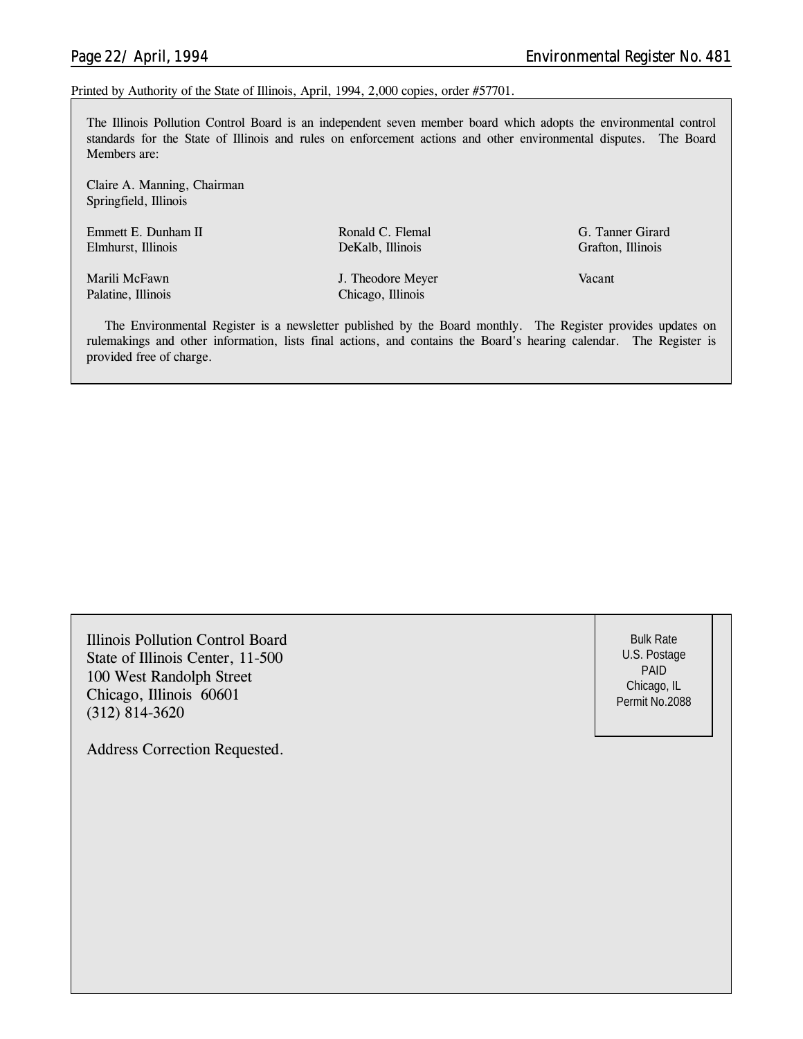Printed by Authority of the State of Illinois, April, 1994, 2,000 copies, order #57701.

The Illinois Pollution Control Board is an independent seven member board which adopts the environmental control standards for the State of Illinois and rules on enforcement actions and other environmental disputes. The Board Members are:

Claire A. Manning, Chairman
Springfield, Illinois

| | | |
|---|---|---|
| Emmett E. Dunham II<br>Elmhurst, Illinois | Ronald C. Flemal<br>DeKalb, Illinois | G. Tanner Girard<br>Grafton, Illinois |
| Marili McFawn<br>Palatine, Illinois | J. Theodore Meyer<br>Chicago, Illinois | Vacant |

The Environmental Register is a newsletter published by the Board monthly. The Register provides updates on rulemakings and other information, lists final actions, and contains the Board's hearing calendar. The Register is provided free of charge.

Illinois Pollution Control Board
State of Illinois Center, 11-500
100 West Randolph Street
Chicago, Illinois 60601
(312) 814-3620

Address Correction Requested.

Bulk Rate
U.S. Postage
PAID
Chicago, IL
Permit No.2088